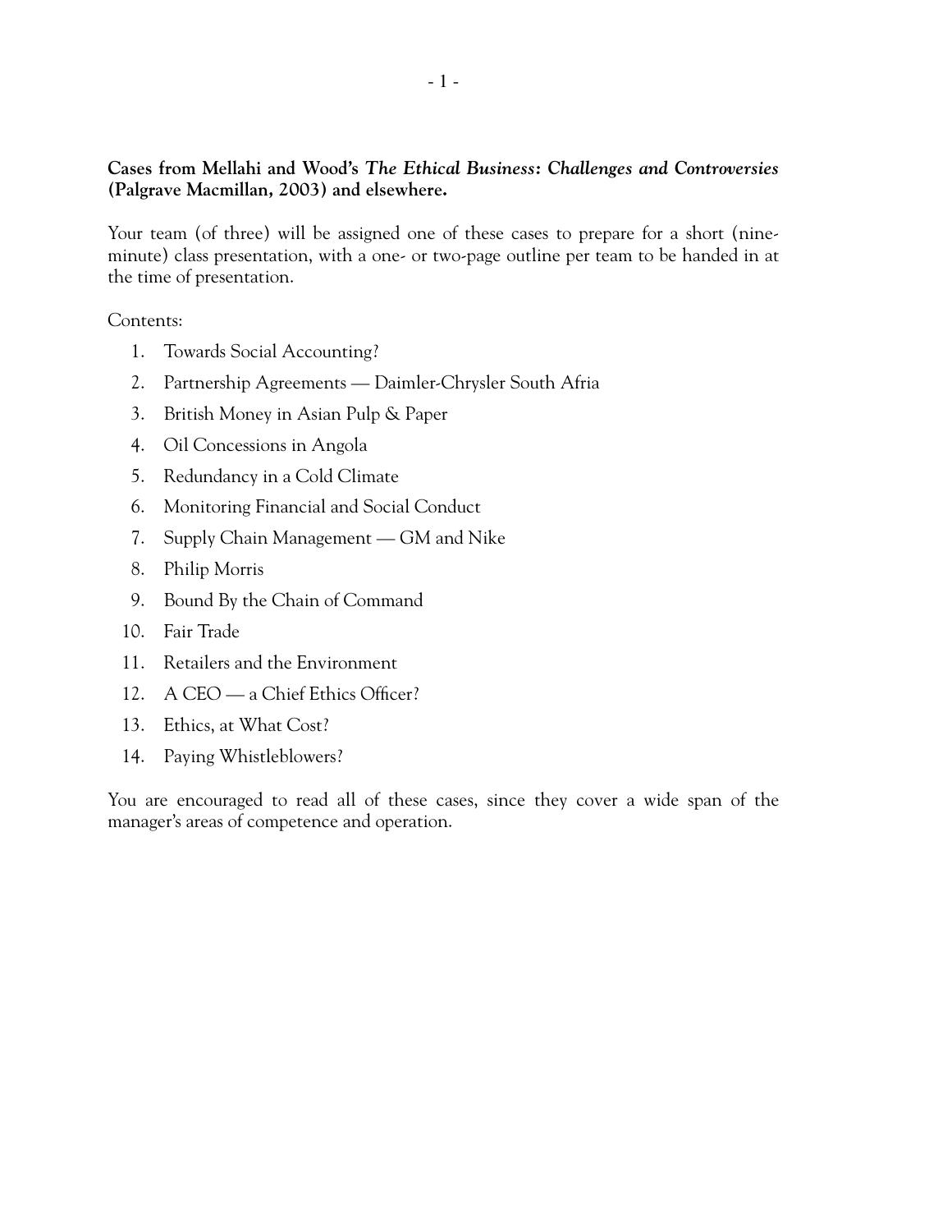**Cases from Mellahi and Wood's *The Ethical Business: Challenges and Controversies* (Palgrave Macmillan, 2003) and elsewhere.**

Your team (of three) will be assigned one of these cases to prepare for a short (nine-minute) class presentation, with a one- or two-page outline per team to be handed in at the time of presentation.

Contents:

1. Towards Social Accounting?
2. Partnership Agreements — Daimler-Chrysler South Afria
3. British Money in Asian Pulp & Paper
4. Oil Concessions in Angola
5. Redundancy in a Cold Climate
6. Monitoring Financial and Social Conduct
7. Supply Chain Management — GM and Nike
8. Philip Morris
9. Bound By the Chain of Command
10. Fair Trade
11. Retailers and the Environment
12. A CEO — a Chief Ethics Officer?
13. Ethics, at What Cost?
14. Paying Whistleblowers?

You are encouraged to read all of these cases, since they cover a wide span of the manager's areas of competence and operation.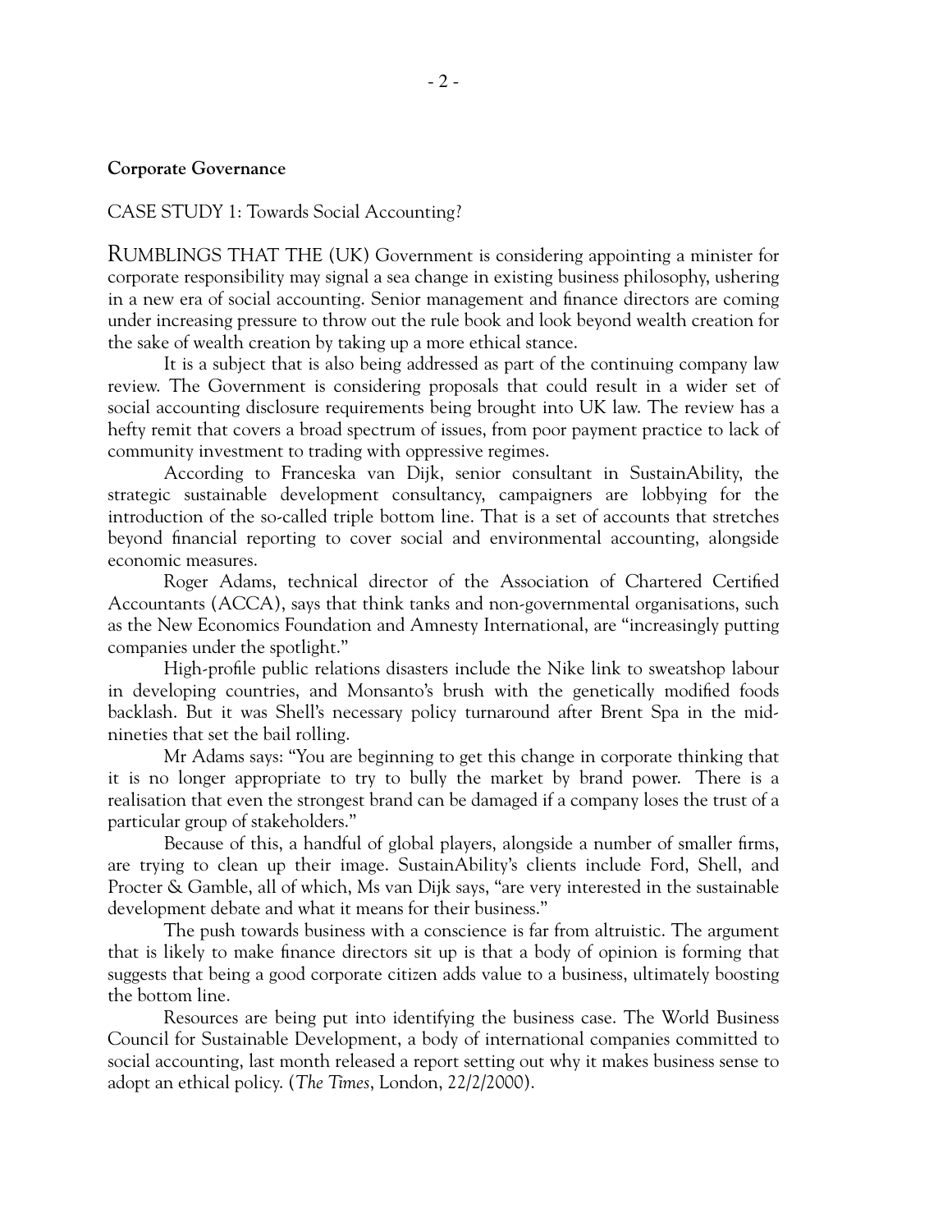**Corporate Governance**

CASE STUDY 1: Towards Social Accounting?

RUMBLINGS THAT THE (UK) Government is considering appointing a minister for corporate responsibility may signal a sea change in existing business philosophy, ushering in a new era of social accounting. Senior management and finance directors are coming under increasing pressure to throw out the rule book and look beyond wealth creation for the sake of wealth creation by taking up a more ethical stance.

It is a subject that is also being addressed as part of the continuing company law review. The Government is considering proposals that could result in a wider set of social accounting disclosure requirements being brought into UK law. The review has a hefty remit that covers a broad spectrum of issues, from poor payment practice to lack of community investment to trading with oppressive regimes.

According to Franceska van Dijk, senior consultant in SustainAbility, the strategic sustainable development consultancy, campaigners are lobbying for the introduction of the so-called triple bottom line. That is a set of accounts that stretches beyond financial reporting to cover social and environmental accounting, alongside economic measures.

Roger Adams, technical director of the Association of Chartered Certified Accountants (ACCA), says that think tanks and non-governmental organisations, such as the New Economics Foundation and Amnesty International, are "increasingly putting companies under the spotlight."

High-profile public relations disasters include the Nike link to sweatshop labour in developing countries, and Monsanto's brush with the genetically modified foods backlash. But it was Shell's necessary policy turnaround after Brent Spa in the mid-nineties that set the bail rolling.

Mr Adams says: "You are beginning to get this change in corporate thinking that it is no longer appropriate to try to bully the market by brand power. There is a realisation that even the strongest brand can be damaged if a company loses the trust of a particular group of stakeholders."

Because of this, a handful of global players, alongside a number of smaller firms, are trying to clean up their image. SustainAbility's clients include Ford, Shell, and Procter & Gamble, all of which, Ms van Dijk says, "are very interested in the sustainable development debate and what it means for their business."

The push towards business with a conscience is far from altruistic. The argument that is likely to make finance directors sit up is that a body of opinion is forming that suggests that being a good corporate citizen adds value to a business, ultimately boosting the bottom line.

Resources are being put into identifying the business case. The World Business Council for Sustainable Development, a body of international companies committed to social accounting, last month released a report setting out why it makes business sense to adopt an ethical policy. (*The Times*, London, 22/2/2000).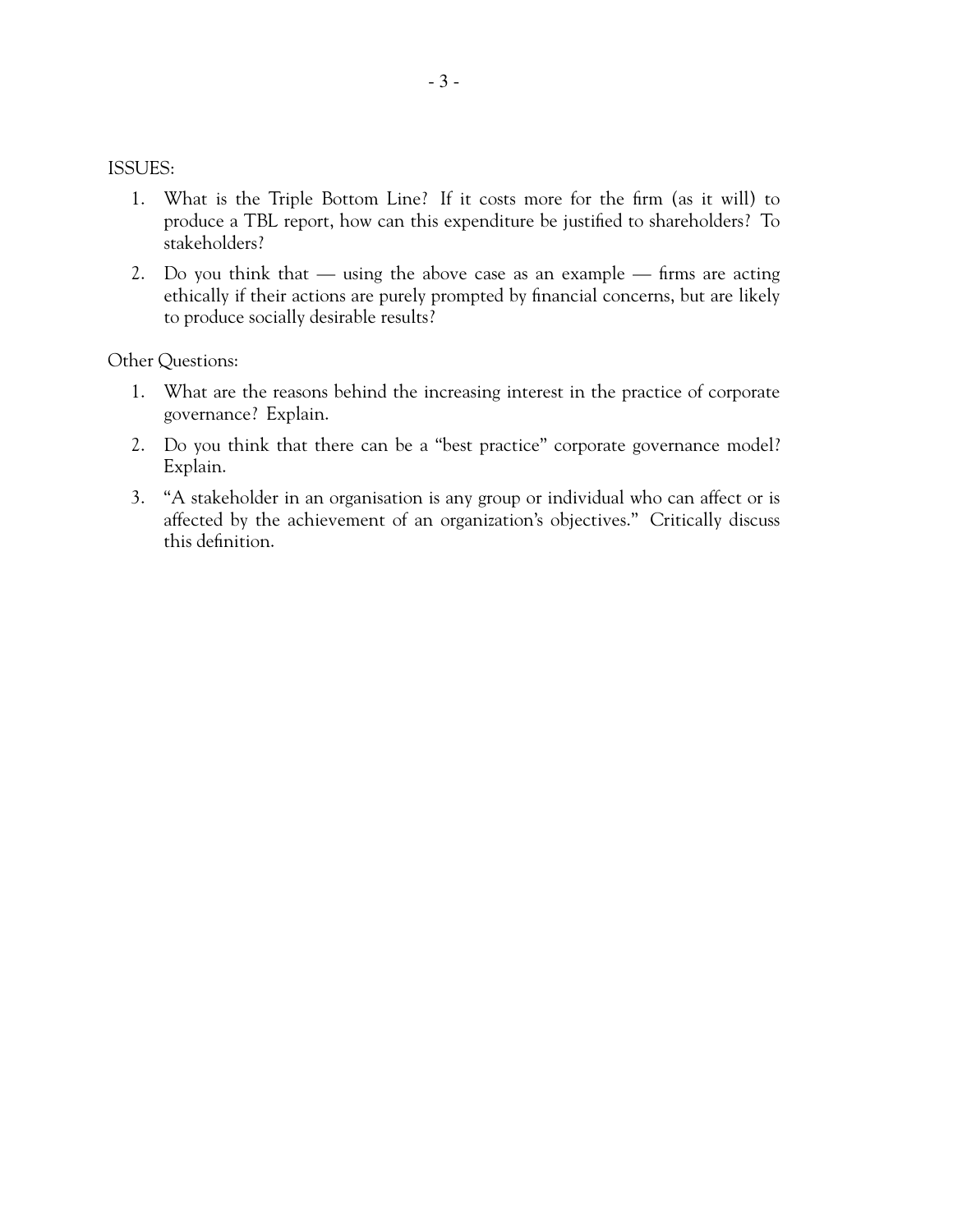ISSUES:

1. What is the Triple Bottom Line? If it costs more for the firm (as it will) to produce a TBL report, how can this expenditure be justified to shareholders? To stakeholders?
2. Do you think that — using the above case as an example — firms are acting ethically if their actions are purely prompted by financial concerns, but are likely to produce socially desirable results?

Other Questions:

1. What are the reasons behind the increasing interest in the practice of corporate governance? Explain.
2. Do you think that there can be a "best practice" corporate governance model? Explain.
3. "A stakeholder in an organisation is any group or individual who can affect or is affected by the achievement of an organization's objectives." Critically discuss this definition.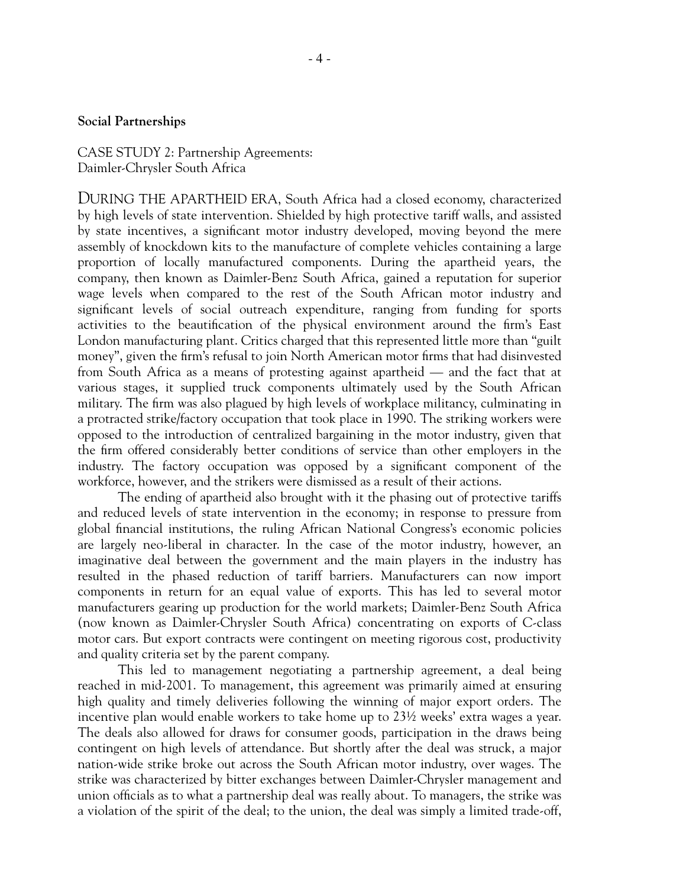**Social Partnerships**

CASE STUDY 2: Partnership Agreements:
Daimler-Chrysler South Africa

DURING THE APARTHEID ERA, South Africa had a closed economy, characterized by high levels of state intervention. Shielded by high protective tariff walls, and assisted by state incentives, a significant motor industry developed, moving beyond the mere assembly of knockdown kits to the manufacture of complete vehicles containing a large proportion of locally manufactured components. During the apartheid years, the company, then known as Daimler-Benz South Africa, gained a reputation for superior wage levels when compared to the rest of the South African motor industry and significant levels of social outreach expenditure, ranging from funding for sports activities to the beautification of the physical environment around the firm's East London manufacturing plant. Critics charged that this represented little more than "guilt money", given the firm's refusal to join North American motor firms that had disinvested from South Africa as a means of protesting against apartheid — and the fact that at various stages, it supplied truck components ultimately used by the South African military. The firm was also plagued by high levels of workplace militancy, culminating in a protracted strike/factory occupation that took place in 1990. The striking workers were opposed to the introduction of centralized bargaining in the motor industry, given that the firm offered considerably better conditions of service than other employers in the industry. The factory occupation was opposed by a significant component of the workforce, however, and the strikers were dismissed as a result of their actions.

The ending of apartheid also brought with it the phasing out of protective tariffs and reduced levels of state intervention in the economy; in response to pressure from global financial institutions, the ruling African National Congress's economic policies are largely neo-liberal in character. In the case of the motor industry, however, an imaginative deal between the government and the main players in the industry has resulted in the phased reduction of tariff barriers. Manufacturers can now import components in return for an equal value of exports. This has led to several motor manufacturers gearing up production for the world markets; Daimler-Benz South Africa (now known as Daimler-Chrysler South Africa) concentrating on exports of C-class motor cars. But export contracts were contingent on meeting rigorous cost, productivity and quality criteria set by the parent company.

This led to management negotiating a partnership agreement, a deal being reached in mid-2001. To management, this agreement was primarily aimed at ensuring high quality and timely deliveries following the winning of major export orders. The incentive plan would enable workers to take home up to 23½ weeks' extra wages a year. The deals also allowed for draws for consumer goods, participation in the draws being contingent on high levels of attendance. But shortly after the deal was struck, a major nation-wide strike broke out across the South African motor industry, over wages. The strike was characterized by bitter exchanges between Daimler-Chrysler management and union officials as to what a partnership deal was really about. To managers, the strike was a violation of the spirit of the deal; to the union, the deal was simply a limited trade-off,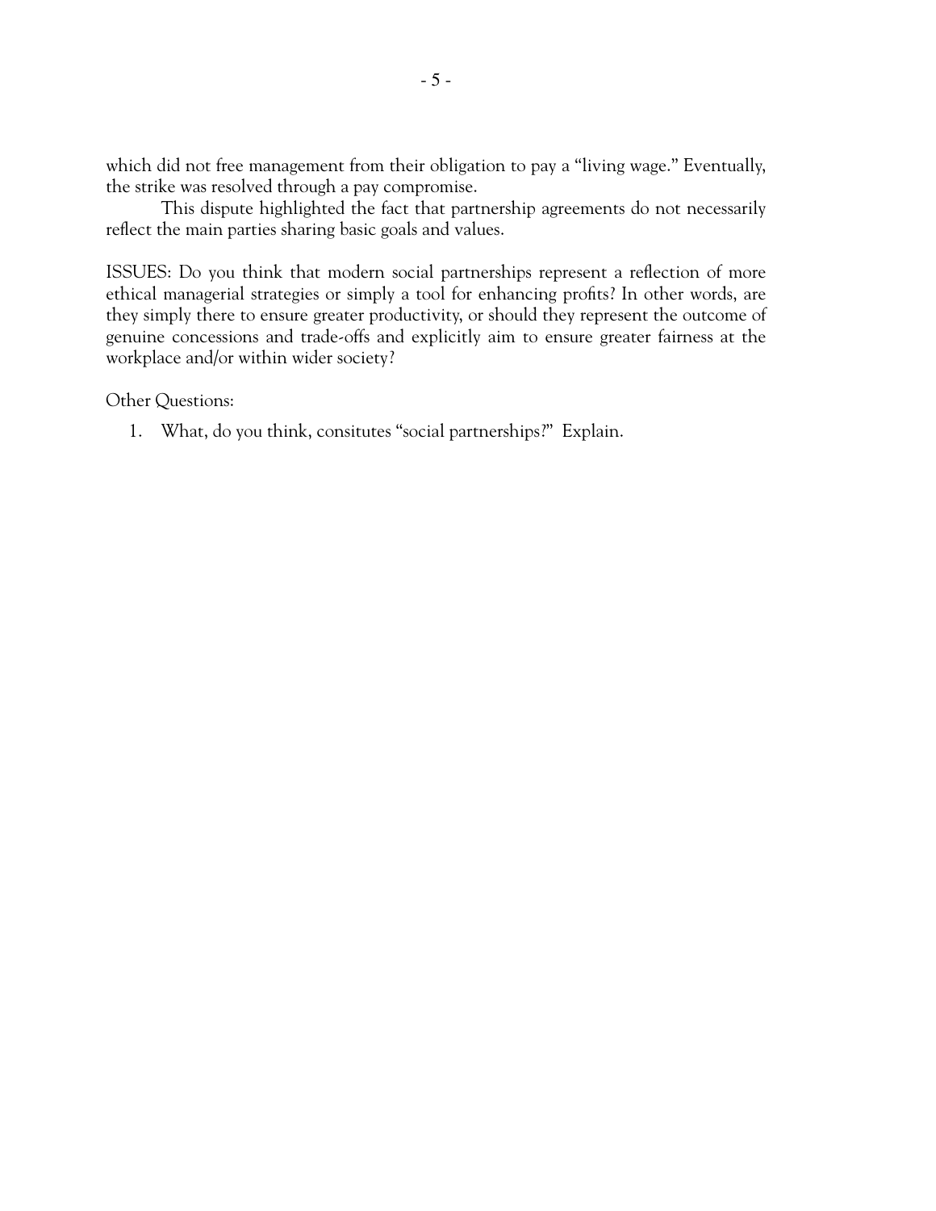which did not free management from their obligation to pay a "living wage." Eventually, the strike was resolved through a pay compromise.

This dispute highlighted the fact that partnership agreements do not necessarily reflect the main parties sharing basic goals and values.

ISSUES: Do you think that modern social partnerships represent a reflection of more ethical managerial strategies or simply a tool for enhancing profits? In other words, are they simply there to ensure greater productivity, or should they represent the outcome of genuine concessions and trade-offs and explicitly aim to ensure greater fairness at the workplace and/or within wider society?

Other Questions:

1. What, do you think, consitutes "social partnerships?" Explain.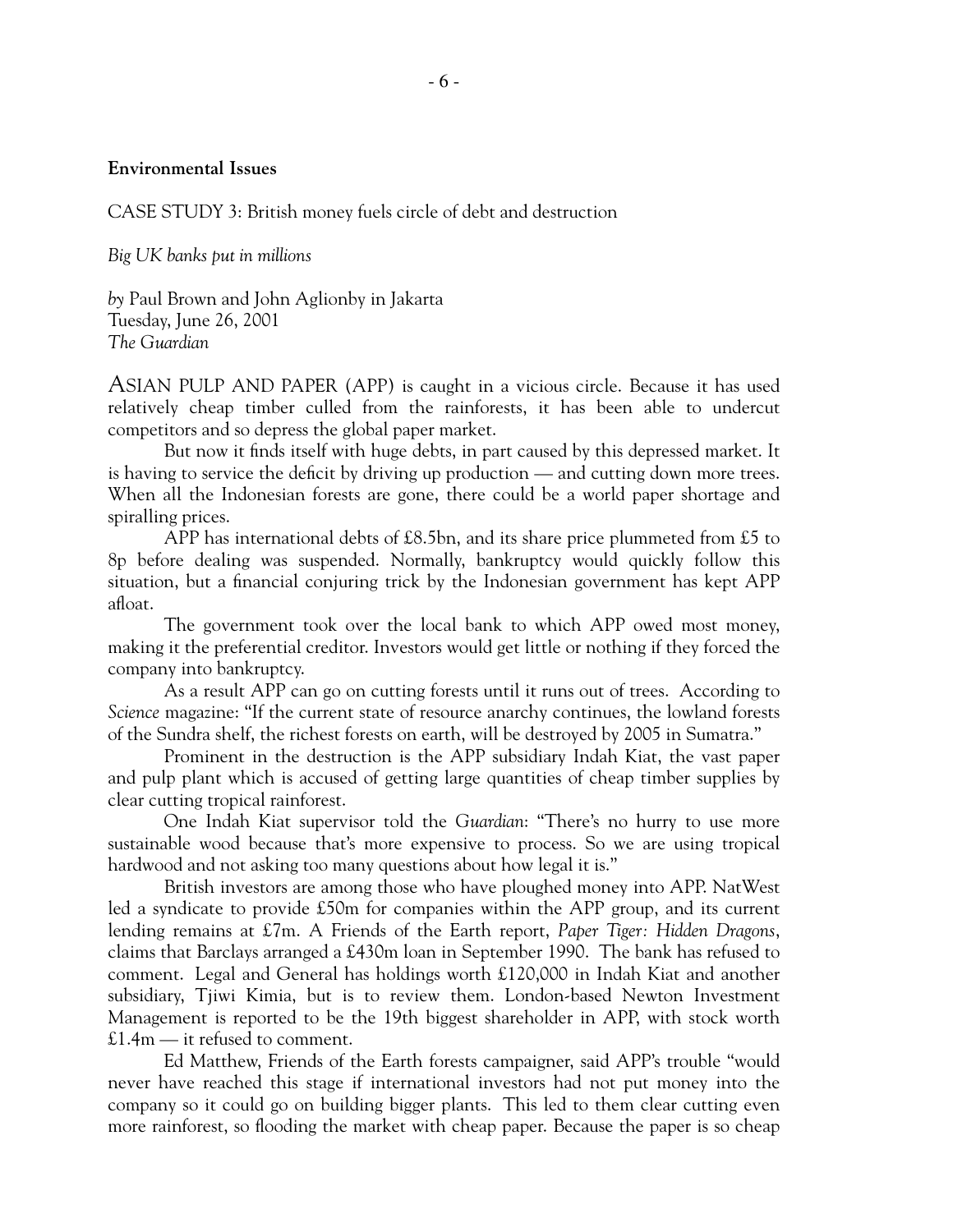**Environmental Issues**

CASE STUDY 3: British money fuels circle of debt and destruction

*Big UK banks put in millions*

*by* Paul Brown and John Aglionby in Jakarta
Tuesday, June 26, 2001
*The Guardian*

ASIAN PULP AND PAPER (APP) is caught in a vicious circle. Because it has used relatively cheap timber culled from the rainforests, it has been able to undercut competitors and so depress the global paper market.

But now it finds itself with huge debts, in part caused by this depressed market. It is having to service the deficit by driving up production — and cutting down more trees. When all the Indonesian forests are gone, there could be a world paper shortage and spiralling prices.

APP has international debts of £8.5bn, and its share price plummeted from £5 to 8p before dealing was suspended. Normally, bankruptcy would quickly follow this situation, but a financial conjuring trick by the Indonesian government has kept APP afloat.

The government took over the local bank to which APP owed most money, making it the preferential creditor. Investors would get little or nothing if they forced the company into bankruptcy.

As a result APP can go on cutting forests until it runs out of trees. According to *Science* magazine: "If the current state of resource anarchy continues, the lowland forests of the Sundra shelf, the richest forests on earth, will be destroyed by 2005 in Sumatra."

Prominent in the destruction is the APP subsidiary Indah Kiat, the vast paper and pulp plant which is accused of getting large quantities of cheap timber supplies by clear cutting tropical rainforest.

One Indah Kiat supervisor told the *Guardian*: "There's no hurry to use more sustainable wood because that's more expensive to process. So we are using tropical hardwood and not asking too many questions about how legal it is."

British investors are among those who have ploughed money into APP. NatWest led a syndicate to provide £50m for companies within the APP group, and its current lending remains at £7m. A Friends of the Earth report, *Paper Tiger: Hidden Dragons*, claims that Barclays arranged a £430m loan in September 1990. The bank has refused to comment. Legal and General has holdings worth £120,000 in Indah Kiat and another subsidiary, Tjiwi Kimia, but is to review them. London-based Newton Investment Management is reported to be the 19th biggest shareholder in APP, with stock worth £1.4m — it refused to comment.

Ed Matthew, Friends of the Earth forests campaigner, said APP's trouble "would never have reached this stage if international investors had not put money into the company so it could go on building bigger plants. This led to them clear cutting even more rainforest, so flooding the market with cheap paper. Because the paper is so cheap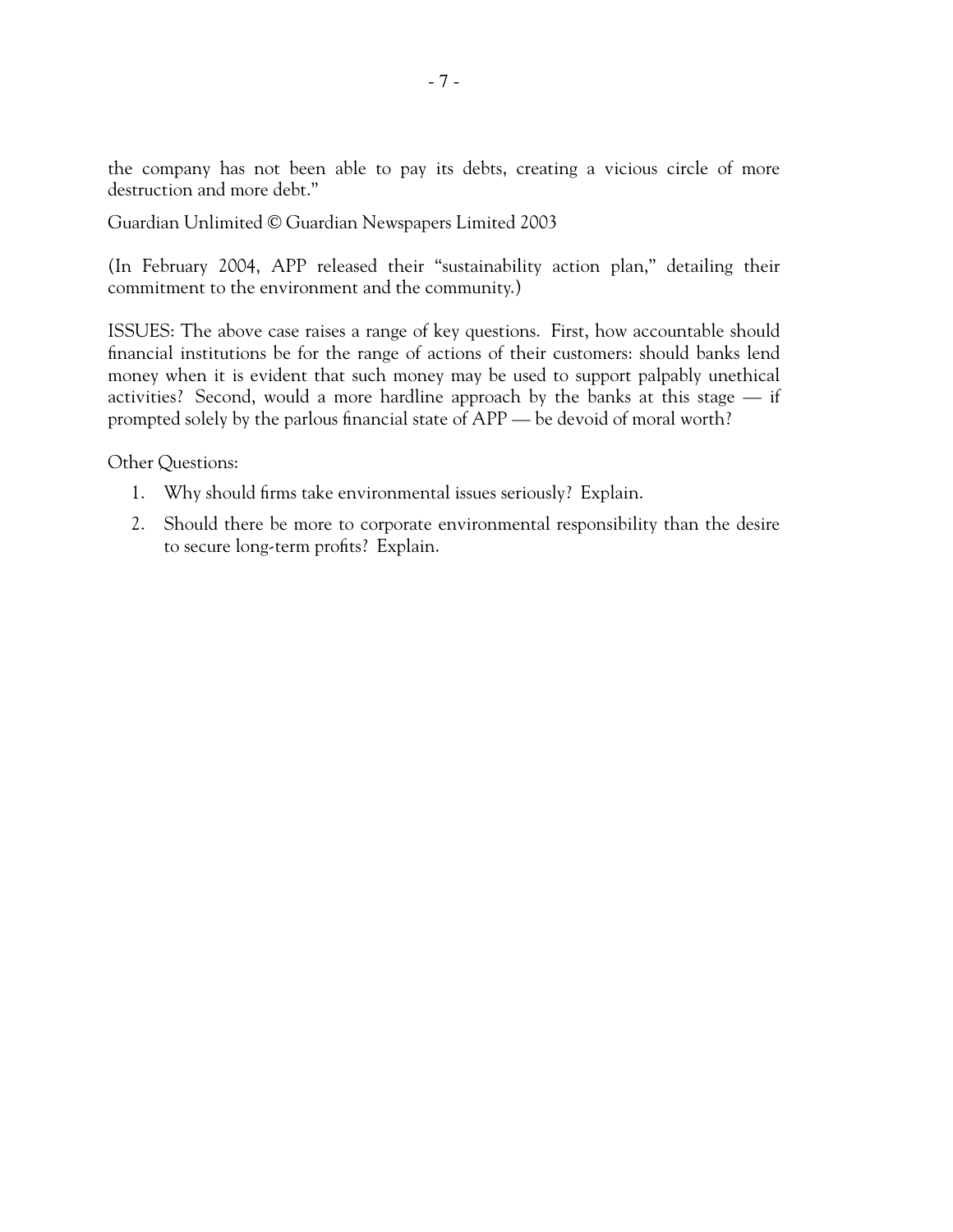the company has not been able to pay its debts, creating a vicious circle of more destruction and more debt."

Guardian Unlimited © Guardian Newspapers Limited 2003

(In February 2004, APP released their "sustainability action plan," detailing their commitment to the environment and the community.)

ISSUES: The above case raises a range of key questions. First, how accountable should financial institutions be for the range of actions of their customers: should banks lend money when it is evident that such money may be used to support palpably unethical activities? Second, would a more hardline approach by the banks at this stage — if prompted solely by the parlous financial state of APP — be devoid of moral worth?

Other Questions:

1. Why should firms take environmental issues seriously? Explain.
2. Should there be more to corporate environmental responsibility than the desire to secure long-term profits? Explain.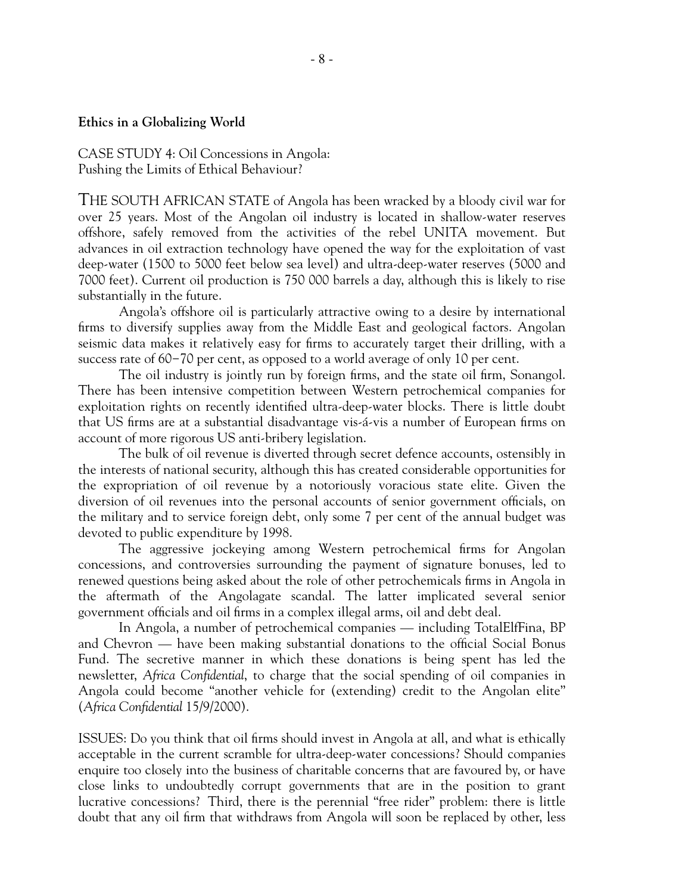**Ethics in a Globalizing World**

CASE STUDY 4: Oil Concessions in Angola:
Pushing the Limits of Ethical Behaviour?

THE SOUTH AFRICAN STATE of Angola has been wracked by a bloody civil war for over 25 years. Most of the Angolan oil industry is located in shallow-water reserves offshore, safely removed from the activities of the rebel UNITA movement. But advances in oil extraction technology have opened the way for the exploitation of vast deep-water (1500 to 5000 feet below sea level) and ultra-deep-water reserves (5000 and 7000 feet). Current oil production is 750 000 barrels a day, although this is likely to rise substantially in the future.

Angola's offshore oil is particularly attractive owing to a desire by international firms to diversify supplies away from the Middle East and geological factors. Angolan seismic data makes it relatively easy for firms to accurately target their drilling, with a success rate of 60–70 per cent, as opposed to a world average of only 10 per cent.

The oil industry is jointly run by foreign firms, and the state oil firm, Sonangol. There has been intensive competition between Western petrochemical companies for exploitation rights on recently identified ultra-deep-water blocks. There is little doubt that US firms are at a substantial disadvantage vis-á-vis a number of European firms on account of more rigorous US anti-bribery legislation.

The bulk of oil revenue is diverted through secret defence accounts, ostensibly in the interests of national security, although this has created considerable opportunities for the expropriation of oil revenue by a notoriously voracious state elite. Given the diversion of oil revenues into the personal accounts of senior government officials, on the military and to service foreign debt, only some 7 per cent of the annual budget was devoted to public expenditure by 1998.

The aggressive jockeying among Western petrochemical firms for Angolan concessions, and controversies surrounding the payment of signature bonuses, led to renewed questions being asked about the role of other petrochemicals firms in Angola in the aftermath of the Angolagate scandal. The latter implicated several senior government officials and oil firms in a complex illegal arms, oil and debt deal.

In Angola, a number of petrochemical companies — including TotalElfFina, BP and Chevron — have been making substantial donations to the official Social Bonus Fund. The secretive manner in which these donations is being spent has led the newsletter, *Africa Confidential*, to charge that the social spending of oil companies in Angola could become "another vehicle for (extending) credit to the Angolan elite" (*Africa Confidential* 15/9/2000).

ISSUES: Do you think that oil firms should invest in Angola at all, and what is ethically acceptable in the current scramble for ultra-deep-water concessions? Should companies enquire too closely into the business of charitable concerns that are favoured by, or have close links to undoubtedly corrupt governments that are in the position to grant lucrative concessions? Third, there is the perennial "free rider" problem: there is little doubt that any oil firm that withdraws from Angola will soon be replaced by other, less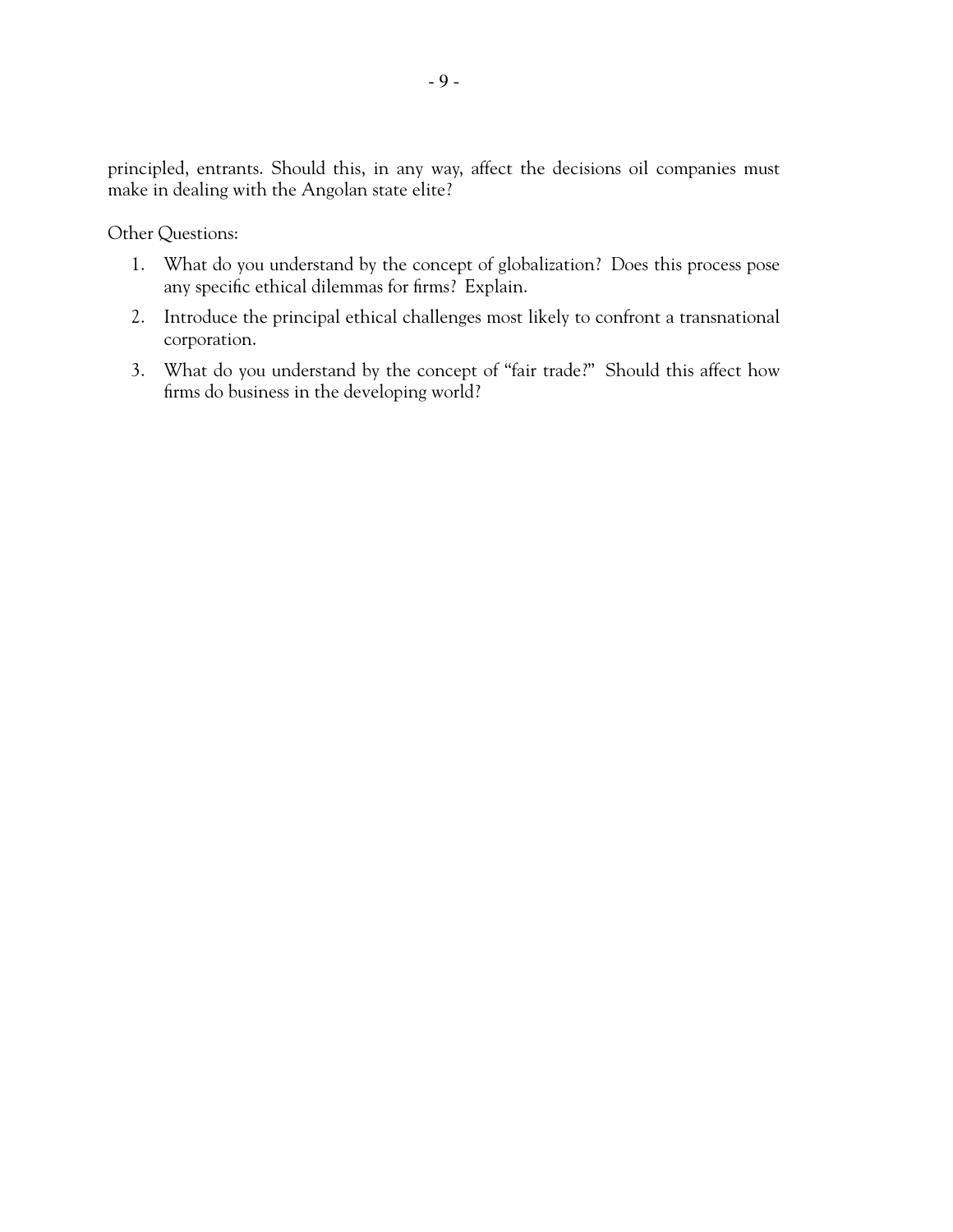principled, entrants. Should this, in any way, affect the decisions oil companies must make in dealing with the Angolan state elite?

Other Questions:

1. What do you understand by the concept of globalization? Does this process pose any specific ethical dilemmas for firms? Explain.
2. Introduce the principal ethical challenges most likely to confront a transnational corporation.
3. What do you understand by the concept of "fair trade?" Should this affect how firms do business in the developing world?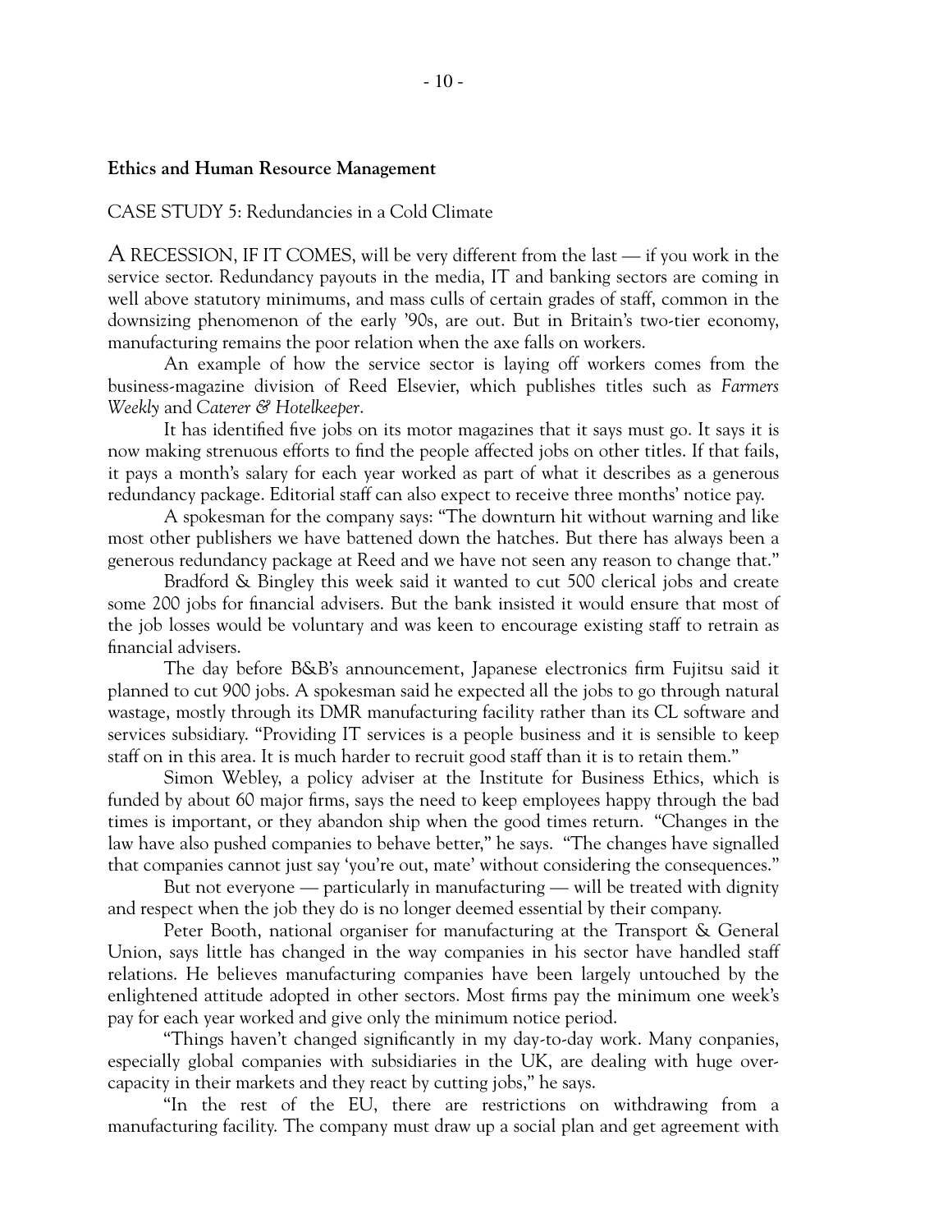**Ethics and Human Resource Management**

CASE STUDY 5: Redundancies in a Cold Climate

A RECESSION, IF IT COMES, will be very different from the last — if you work in the service sector. Redundancy payouts in the media, IT and banking sectors are coming in well above statutory minimums, and mass culls of certain grades of staff, common in the downsizing phenomenon of the early '90s, are out. But in Britain's two-tier economy, manufacturing remains the poor relation when the axe falls on workers.

An example of how the service sector is laying off workers comes from the business-magazine division of Reed Elsevier, which publishes titles such as *Farmers Weekly* and *Caterer & Hotelkeeper*.

It has identified five jobs on its motor magazines that it says must go. It says it is now making strenuous efforts to find the people affected jobs on other titles. If that fails, it pays a month's salary for each year worked as part of what it describes as a generous redundancy package. Editorial staff can also expect to receive three months' notice pay.

A spokesman for the company says: "The downturn hit without warning and like most other publishers we have battened down the hatches. But there has always been a generous redundancy package at Reed and we have not seen any reason to change that."

Bradford & Bingley this week said it wanted to cut 500 clerical jobs and create some 200 jobs for financial advisers. But the bank insisted it would ensure that most of the job losses would be voluntary and was keen to encourage existing staff to retrain as financial advisers.

The day before B&B's announcement, Japanese electronics firm Fujitsu said it planned to cut 900 jobs. A spokesman said he expected all the jobs to go through natural wastage, mostly through its DMR manufacturing facility rather than its CL software and services subsidiary. "Providing IT services is a people business and it is sensible to keep staff on in this area. It is much harder to recruit good staff than it is to retain them."

Simon Webley, a policy adviser at the Institute for Business Ethics, which is funded by about 60 major firms, says the need to keep employees happy through the bad times is important, or they abandon ship when the good times return. "Changes in the law have also pushed companies to behave better," he says. "The changes have signalled that companies cannot just say 'you're out, mate' without considering the consequences."

But not everyone — particularly in manufacturing — will be treated with dignity and respect when the job they do is no longer deemed essential by their company.

Peter Booth, national organiser for manufacturing at the Transport & General Union, says little has changed in the way companies in his sector have handled staff relations. He believes manufacturing companies have been largely untouched by the enlightened attitude adopted in other sectors. Most firms pay the minimum one week's pay for each year worked and give only the minimum notice period.

"Things haven't changed significantly in my day-to-day work. Many conpanies, especially global companies with subsidiaries in the UK, are dealing with huge over-capacity in their markets and they react by cutting jobs," he says.

"In the rest of the EU, there are restrictions on withdrawing from a manufacturing facility. The company must draw up a social plan and get agreement with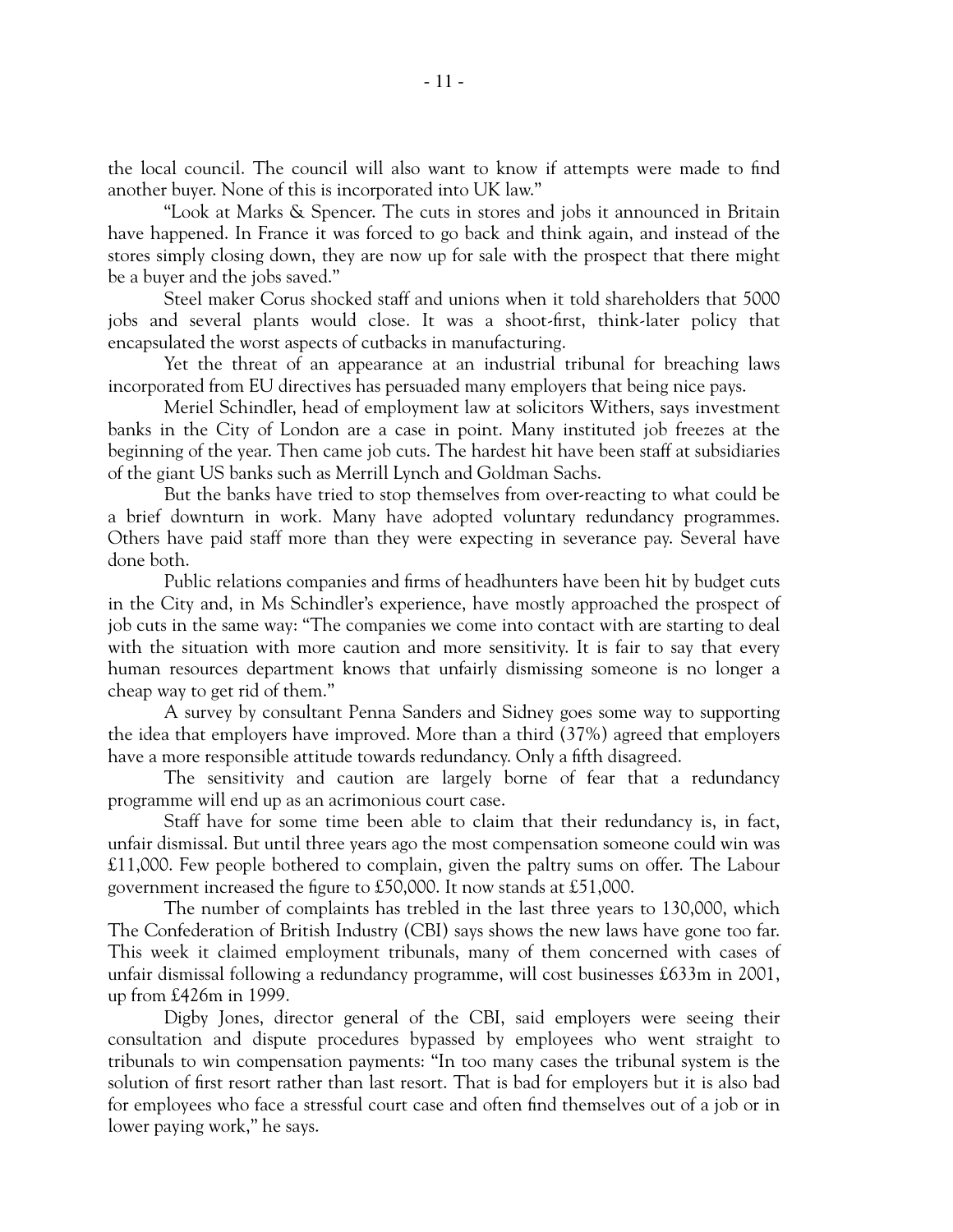the local council. The council will also want to know if attempts were made to find another buyer. None of this is incorporated into UK law."

"Look at Marks & Spencer. The cuts in stores and jobs it announced in Britain have happened. In France it was forced to go back and think again, and instead of the stores simply closing down, they are now up for sale with the prospect that there might be a buyer and the jobs saved."

Steel maker Corus shocked staff and unions when it told shareholders that 5000 jobs and several plants would close. It was a shoot-first, think-later policy that encapsulated the worst aspects of cutbacks in manufacturing.

Yet the threat of an appearance at an industrial tribunal for breaching laws incorporated from EU directives has persuaded many employers that being nice pays.

Meriel Schindler, head of employment law at solicitors Withers, says investment banks in the City of London are a case in point. Many instituted job freezes at the beginning of the year. Then came job cuts. The hardest hit have been staff at subsidiaries of the giant US banks such as Merrill Lynch and Goldman Sachs.

But the banks have tried to stop themselves from over-reacting to what could be a brief downturn in work. Many have adopted voluntary redundancy programmes. Others have paid staff more than they were expecting in severance pay. Several have done both.

Public relations companies and firms of headhunters have been hit by budget cuts in the City and, in Ms Schindler's experience, have mostly approached the prospect of job cuts in the same way: "The companies we come into contact with are starting to deal with the situation with more caution and more sensitivity. It is fair to say that every human resources department knows that unfairly dismissing someone is no longer a cheap way to get rid of them."

A survey by consultant Penna Sanders and Sidney goes some way to supporting the idea that employers have improved. More than a third (37%) agreed that employers have a more responsible attitude towards redundancy. Only a fifth disagreed.

The sensitivity and caution are largely borne of fear that a redundancy programme will end up as an acrimonious court case.

Staff have for some time been able to claim that their redundancy is, in fact, unfair dismissal. But until three years ago the most compensation someone could win was £11,000. Few people bothered to complain, given the paltry sums on offer. The Labour government increased the figure to £50,000. It now stands at £51,000.

The number of complaints has trebled in the last three years to 130,000, which The Confederation of British Industry (CBI) says shows the new laws have gone too far. This week it claimed employment tribunals, many of them concerned with cases of unfair dismissal following a redundancy programme, will cost businesses £633m in 2001, up from £426m in 1999.

Digby Jones, director general of the CBI, said employers were seeing their consultation and dispute procedures bypassed by employees who went straight to tribunals to win compensation payments: "In too many cases the tribunal system is the solution of first resort rather than last resort. That is bad for employers but it is also bad for employees who face a stressful court case and often find themselves out of a job or in lower paying work," he says.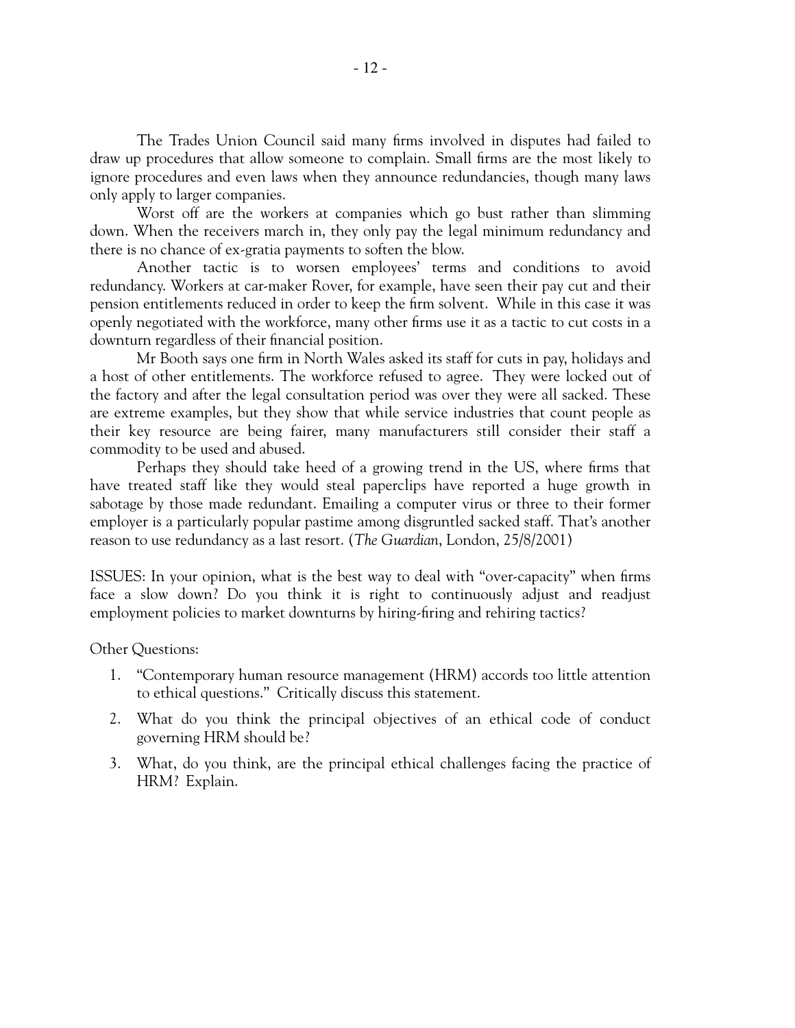The Trades Union Council said many firms involved in disputes had failed to draw up procedures that allow someone to complain. Small firms are the most likely to ignore procedures and even laws when they announce redundancies, though many laws only apply to larger companies.

Worst off are the workers at companies which go bust rather than slimming down. When the receivers march in, they only pay the legal minimum redundancy and there is no chance of ex-gratia payments to soften the blow.

Another tactic is to worsen employees' terms and conditions to avoid redundancy. Workers at car-maker Rover, for example, have seen their pay cut and their pension entitlements reduced in order to keep the firm solvent. While in this case it was openly negotiated with the workforce, many other firms use it as a tactic to cut costs in a downturn regardless of their financial position.

Mr Booth says one firm in North Wales asked its staff for cuts in pay, holidays and a host of other entitlements. The workforce refused to agree. They were locked out of the factory and after the legal consultation period was over they were all sacked. These are extreme examples, but they show that while service industries that count people as their key resource are being fairer, many manufacturers still consider their staff a commodity to be used and abused.

Perhaps they should take heed of a growing trend in the US, where firms that have treated staff like they would steal paperclips have reported a huge growth in sabotage by those made redundant. Emailing a computer virus or three to their former employer is a particularly popular pastime among disgruntled sacked staff. That's another reason to use redundancy as a last resort. (*The Guardian*, London, 25/8/2001)

ISSUES: In your opinion, what is the best way to deal with "over-capacity" when firms face a slow down? Do you think it is right to continuously adjust and readjust employment policies to market downturns by hiring-firing and rehiring tactics?

Other Questions:

1. "Contemporary human resource management (HRM) accords too little attention to ethical questions." Critically discuss this statement.
2. What do you think the principal objectives of an ethical code of conduct governing HRM should be?
3. What, do you think, are the principal ethical challenges facing the practice of HRM? Explain.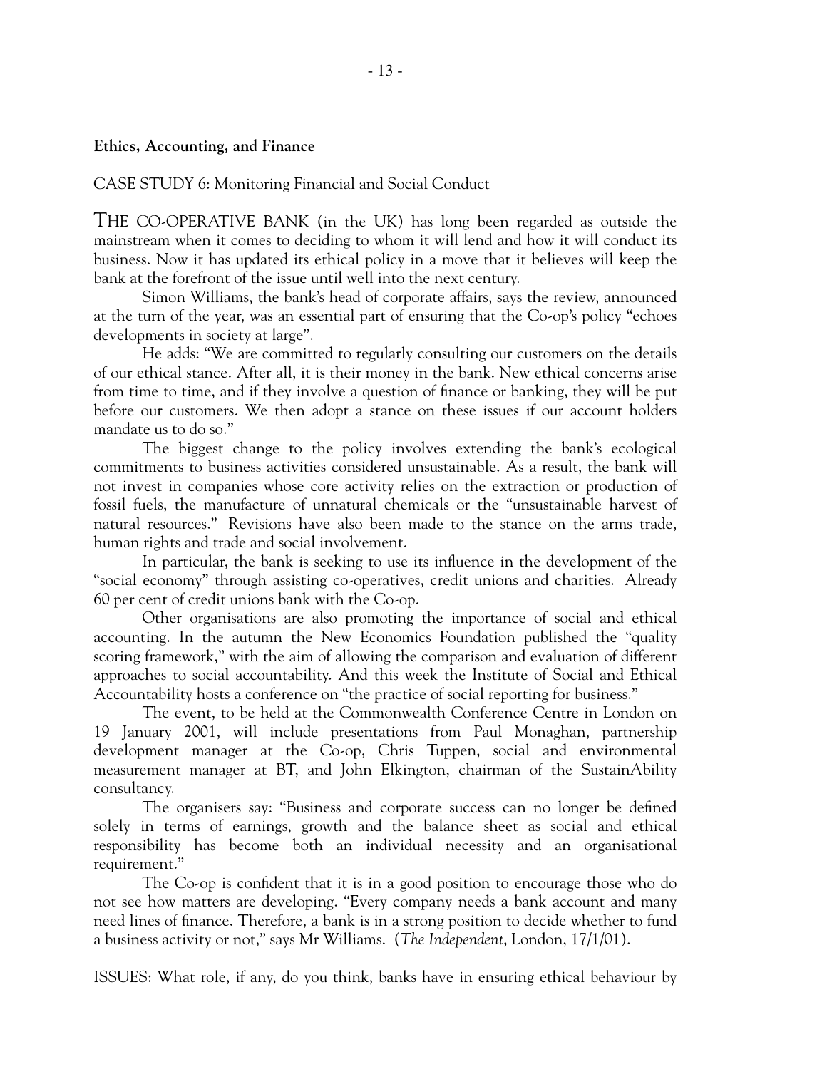**Ethics, Accounting, and Finance**

CASE STUDY 6: Monitoring Financial and Social Conduct

THE CO-OPERATIVE BANK (in the UK) has long been regarded as outside the mainstream when it comes to deciding to whom it will lend and how it will conduct its business. Now it has updated its ethical policy in a move that it believes will keep the bank at the forefront of the issue until well into the next century.

Simon Williams, the bank's head of corporate affairs, says the review, announced at the turn of the year, was an essential part of ensuring that the Co-op's policy "echoes developments in society at large".

He adds: "We are committed to regularly consulting our customers on the details of our ethical stance. After all, it is their money in the bank. New ethical concerns arise from time to time, and if they involve a question of finance or banking, they will be put before our customers. We then adopt a stance on these issues if our account holders mandate us to do so."

The biggest change to the policy involves extending the bank's ecological commitments to business activities considered unsustainable. As a result, the bank will not invest in companies whose core activity relies on the extraction or production of fossil fuels, the manufacture of unnatural chemicals or the "unsustainable harvest of natural resources." Revisions have also been made to the stance on the arms trade, human rights and trade and social involvement.

In particular, the bank is seeking to use its influence in the development of the "social economy" through assisting co-operatives, credit unions and charities. Already 60 per cent of credit unions bank with the Co-op.

Other organisations are also promoting the importance of social and ethical accounting. In the autumn the New Economics Foundation published the "quality scoring framework," with the aim of allowing the comparison and evaluation of different approaches to social accountability. And this week the Institute of Social and Ethical Accountability hosts a conference on "the practice of social reporting for business."

The event, to be held at the Commonwealth Conference Centre in London on 19 January 2001, will include presentations from Paul Monaghan, partnership development manager at the Co-op, Chris Tuppen, social and environmental measurement manager at BT, and John Elkington, chairman of the SustainAbility consultancy.

The organisers say: "Business and corporate success can no longer be defined solely in terms of earnings, growth and the balance sheet as social and ethical responsibility has become both an individual necessity and an organisational requirement."

The Co-op is confident that it is in a good position to encourage those who do not see how matters are developing. "Every company needs a bank account and many need lines of finance. Therefore, a bank is in a strong position to decide whether to fund a business activity or not," says Mr Williams. (*The Independent*, London, 17/1/01).

ISSUES: What role, if any, do you think, banks have in ensuring ethical behaviour by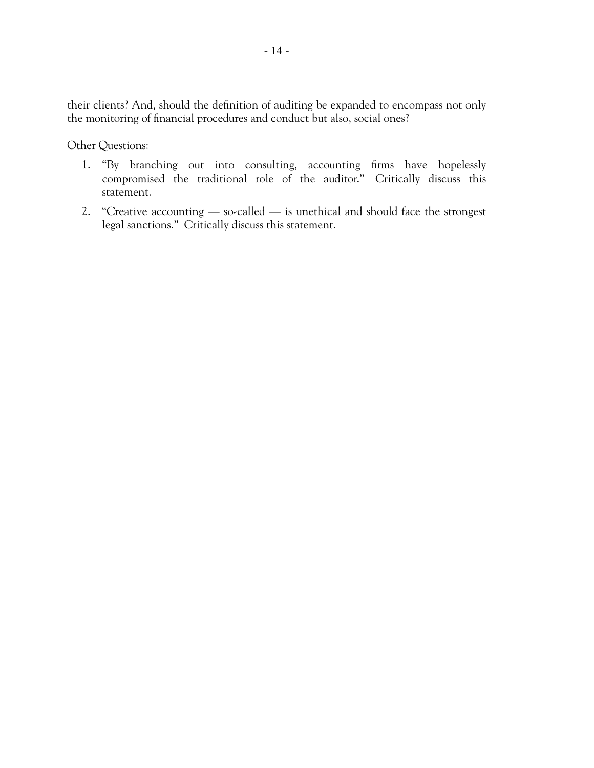their clients? And, should the definition of auditing be expanded to encompass not only the monitoring of financial procedures and conduct but also, social ones?

Other Questions:

1. "By branching out into consulting, accounting firms have hopelessly compromised the traditional role of the auditor." Critically discuss this statement.
2. "Creative accounting — so-called — is unethical and should face the strongest legal sanctions." Critically discuss this statement.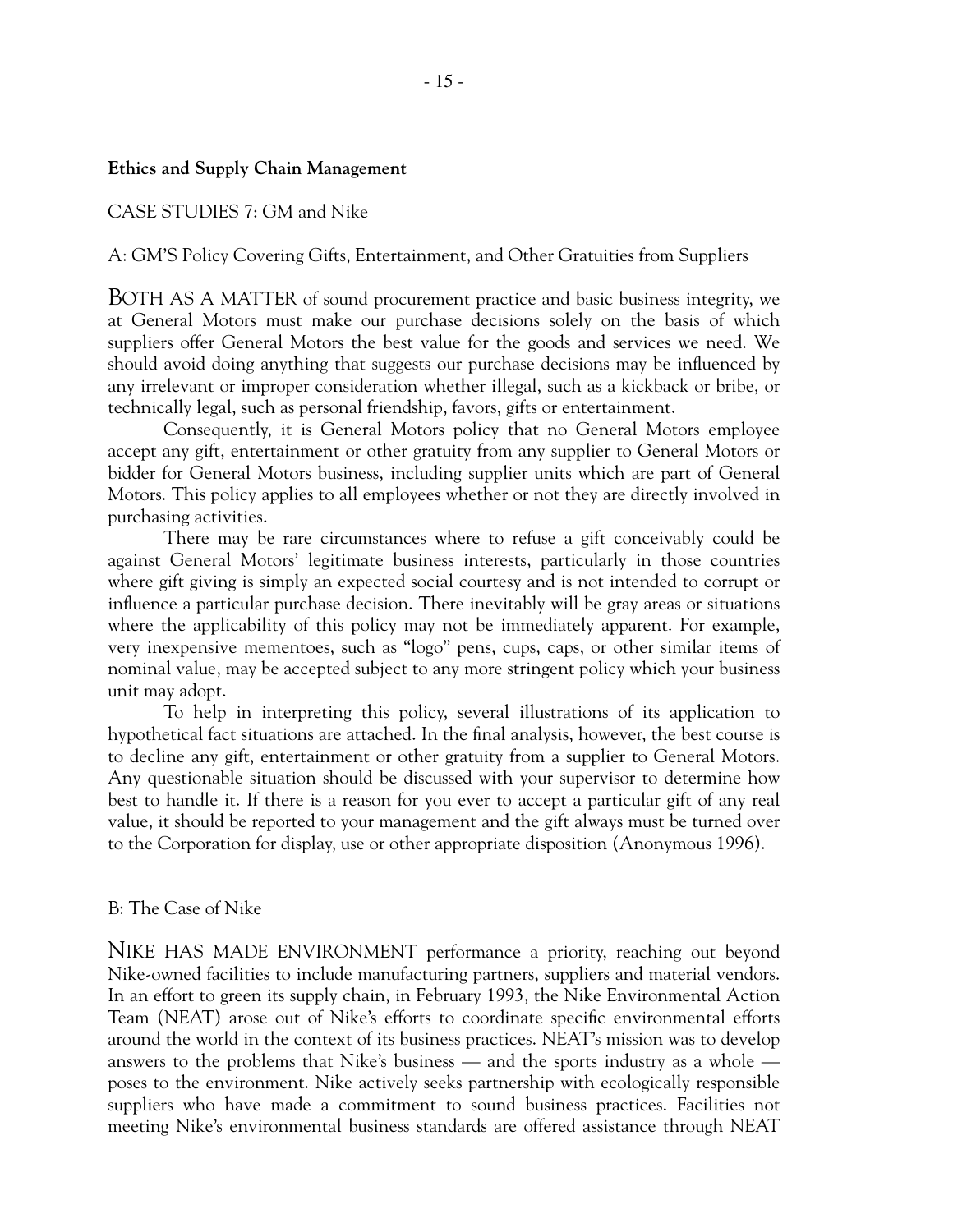**Ethics and Supply Chain Management**

CASE STUDIES 7: GM and Nike

A: GM'S Policy Covering Gifts, Entertainment, and Other Gratuities from Suppliers

BOTH AS A MATTER of sound procurement practice and basic business integrity, we at General Motors must make our purchase decisions solely on the basis of which suppliers offer General Motors the best value for the goods and services we need. We should avoid doing anything that suggests our purchase decisions may be influenced by any irrelevant or improper consideration whether illegal, such as a kickback or bribe, or technically legal, such as personal friendship, favors, gifts or entertainment.

Consequently, it is General Motors policy that no General Motors employee accept any gift, entertainment or other gratuity from any supplier to General Motors or bidder for General Motors business, including supplier units which are part of General Motors. This policy applies to all employees whether or not they are directly involved in purchasing activities.

There may be rare circumstances where to refuse a gift conceivably could be against General Motors' legitimate business interests, particularly in those countries where gift giving is simply an expected social courtesy and is not intended to corrupt or influence a particular purchase decision. There inevitably will be gray areas or situations where the applicability of this policy may not be immediately apparent. For example, very inexpensive mementoes, such as "logo" pens, cups, caps, or other similar items of nominal value, may be accepted subject to any more stringent policy which your business unit may adopt.

To help in interpreting this policy, several illustrations of its application to hypothetical fact situations are attached. In the final analysis, however, the best course is to decline any gift, entertainment or other gratuity from a supplier to General Motors. Any questionable situation should be discussed with your supervisor to determine how best to handle it. If there is a reason for you ever to accept a particular gift of any real value, it should be reported to your management and the gift always must be turned over to the Corporation for display, use or other appropriate disposition (Anonymous 1996).

B: The Case of Nike

NIKE HAS MADE ENVIRONMENT performance a priority, reaching out beyond Nike-owned facilities to include manufacturing partners, suppliers and material vendors. In an effort to green its supply chain, in February 1993, the Nike Environmental Action Team (NEAT) arose out of Nike's efforts to coordinate specific environmental efforts around the world in the context of its business practices. NEAT's mission was to develop answers to the problems that Nike's business — and the sports industry as a whole — poses to the environment. Nike actively seeks partnership with ecologically responsible suppliers who have made a commitment to sound business practices. Facilities not meeting Nike's environmental business standards are offered assistance through NEAT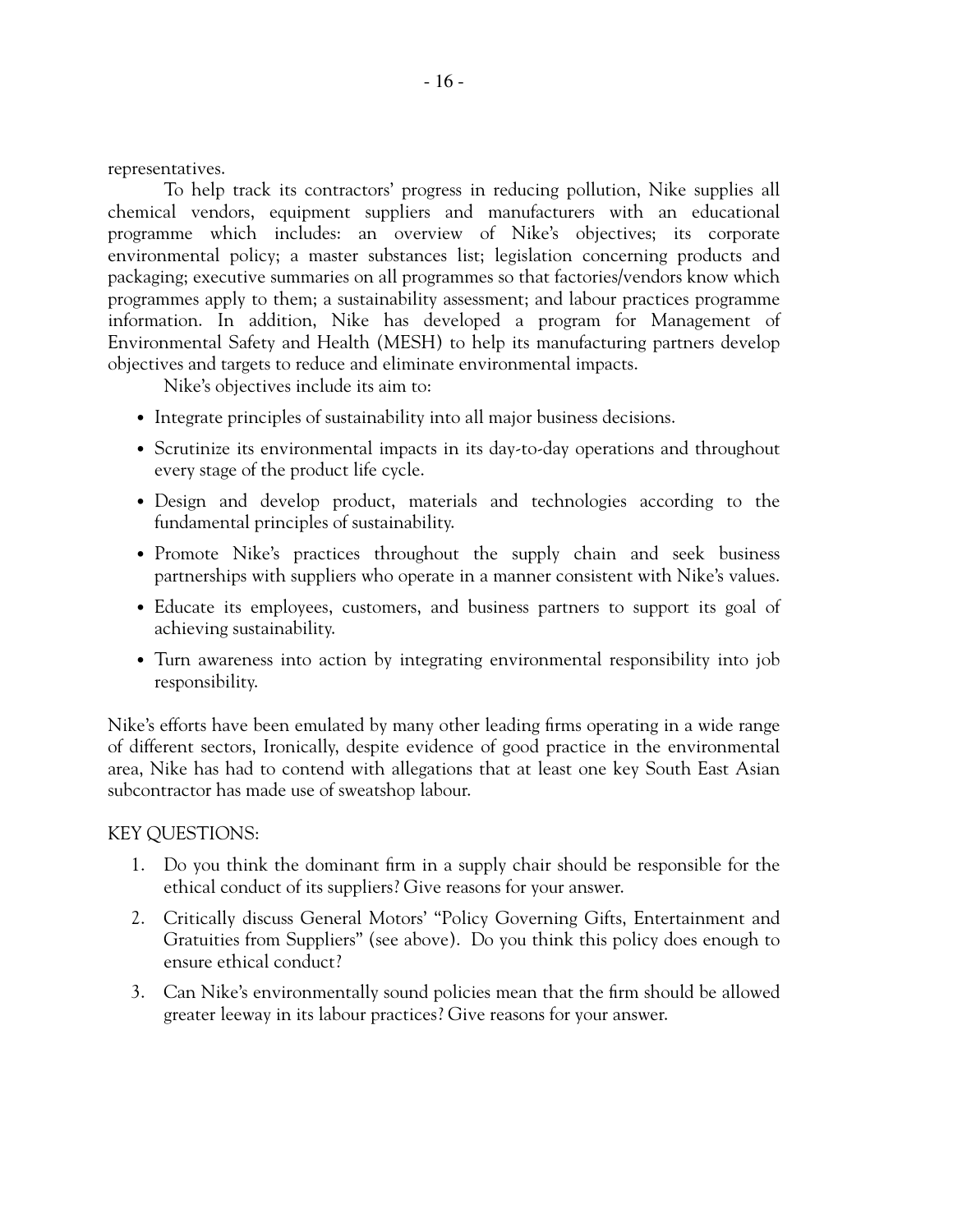representatives.

To help track its contractors' progress in reducing pollution, Nike supplies all chemical vendors, equipment suppliers and manufacturers with an educational programme which includes: an overview of Nike's objectives; its corporate environmental policy; a master substances list; legislation concerning products and packaging; executive summaries on all programmes so that factories/vendors know which programmes apply to them; a sustainability assessment; and labour practices programme information. In addition, Nike has developed a program for Management of Environmental Safety and Health (MESH) to help its manufacturing partners develop objectives and targets to reduce and eliminate environmental impacts.

Nike's objectives include its aim to:

- Integrate principles of sustainability into all major business decisions.
- Scrutinize its environmental impacts in its day-to-day operations and throughout every stage of the product life cycle.
- Design and develop product, materials and technologies according to the fundamental principles of sustainability.
- Promote Nike's practices throughout the supply chain and seek business partnerships with suppliers who operate in a manner consistent with Nike's values.
- Educate its employees, customers, and business partners to support its goal of achieving sustainability.
- Turn awareness into action by integrating environmental responsibility into job responsibility.

Nike's efforts have been emulated by many other leading firms operating in a wide range of different sectors, Ironically, despite evidence of good practice in the environmental area, Nike has had to contend with allegations that at least one key South East Asian subcontractor has made use of sweatshop labour.

KEY QUESTIONS:

1. Do you think the dominant firm in a supply chair should be responsible for the ethical conduct of its suppliers? Give reasons for your answer.
2. Critically discuss General Motors' "Policy Governing Gifts, Entertainment and Gratuities from Suppliers" (see above). Do you think this policy does enough to ensure ethical conduct?
3. Can Nike's environmentally sound policies mean that the firm should be allowed greater leeway in its labour practices? Give reasons for your answer.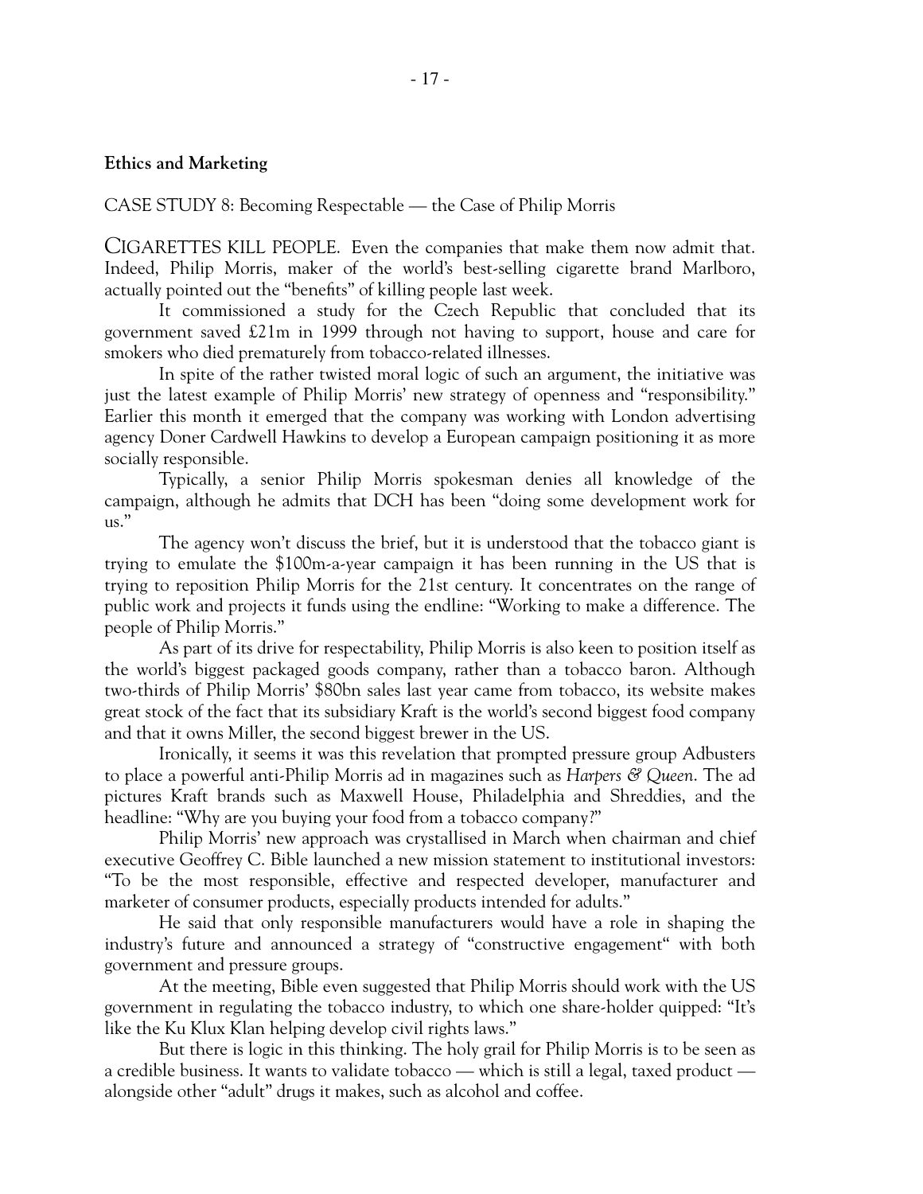**Ethics and Marketing**

CASE STUDY 8: Becoming Respectable — the Case of Philip Morris

CIGARETTES KILL PEOPLE. Even the companies that make them now admit that. Indeed, Philip Morris, maker of the world's best-selling cigarette brand Marlboro, actually pointed out the "benefits" of killing people last week.

It commissioned a study for the Czech Republic that concluded that its government saved £21m in 1999 through not having to support, house and care for smokers who died prematurely from tobacco-related illnesses.

In spite of the rather twisted moral logic of such an argument, the initiative was just the latest example of Philip Morris' new strategy of openness and "responsibility." Earlier this month it emerged that the company was working with London advertising agency Doner Cardwell Hawkins to develop a European campaign positioning it as more socially responsible.

Typically, a senior Philip Morris spokesman denies all knowledge of the campaign, although he admits that DCH has been "doing some development work for us."

The agency won't discuss the brief, but it is understood that the tobacco giant is trying to emulate the $100m-a-year campaign it has been running in the US that is trying to reposition Philip Morris for the 21st century. It concentrates on the range of public work and projects it funds using the endline: "Working to make a difference. The people of Philip Morris."

As part of its drive for respectability, Philip Morris is also keen to position itself as the world's biggest packaged goods company, rather than a tobacco baron. Although two-thirds of Philip Morris' $80bn sales last year came from tobacco, its website makes great stock of the fact that its subsidiary Kraft is the world's second biggest food company and that it owns Miller, the second biggest brewer in the US.

Ironically, it seems it was this revelation that prompted pressure group Adbusters to place a powerful anti-Philip Morris ad in magazines such as *Harpers & Queen*. The ad pictures Kraft brands such as Maxwell House, Philadelphia and Shreddies, and the headline: "Why are you buying your food from a tobacco company?"

Philip Morris' new approach was crystallised in March when chairman and chief executive Geoffrey C. Bible launched a new mission statement to institutional investors: "To be the most responsible, effective and respected developer, manufacturer and marketer of consumer products, especially products intended for adults."

He said that only responsible manufacturers would have a role in shaping the industry's future and announced a strategy of "constructive engagement" with both government and pressure groups.

At the meeting, Bible even suggested that Philip Morris should work with the US government in regulating the tobacco industry, to which one share-holder quipped: "It's like the Ku Klux Klan helping develop civil rights laws."

But there is logic in this thinking. The holy grail for Philip Morris is to be seen as a credible business. It wants to validate tobacco — which is still a legal, taxed product — alongside other "adult" drugs it makes, such as alcohol and coffee.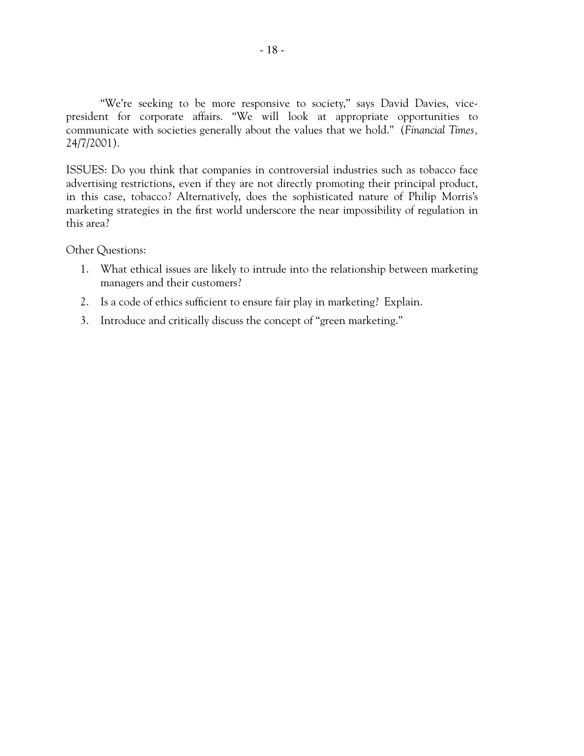"We're seeking to be more responsive to society," says David Davies, vice-president for corporate affairs. "We will look at appropriate opportunities to communicate with societies generally about the values that we hold." (*Financial Times*, 24/7/2001).

ISSUES: Do you think that companies in controversial industries such as tobacco face advertising restrictions, even if they are not directly promoting their principal product, in this case, tobacco? Alternatively, does the sophisticated nature of Philip Morris's marketing strategies in the first world underscore the near impossibility of regulation in this area?

Other Questions:

1. What ethical issues are likely to intrude into the relationship between marketing managers and their customers?
2. Is a code of ethics sufficient to ensure fair play in marketing? Explain.
3. Introduce and critically discuss the concept of "green marketing."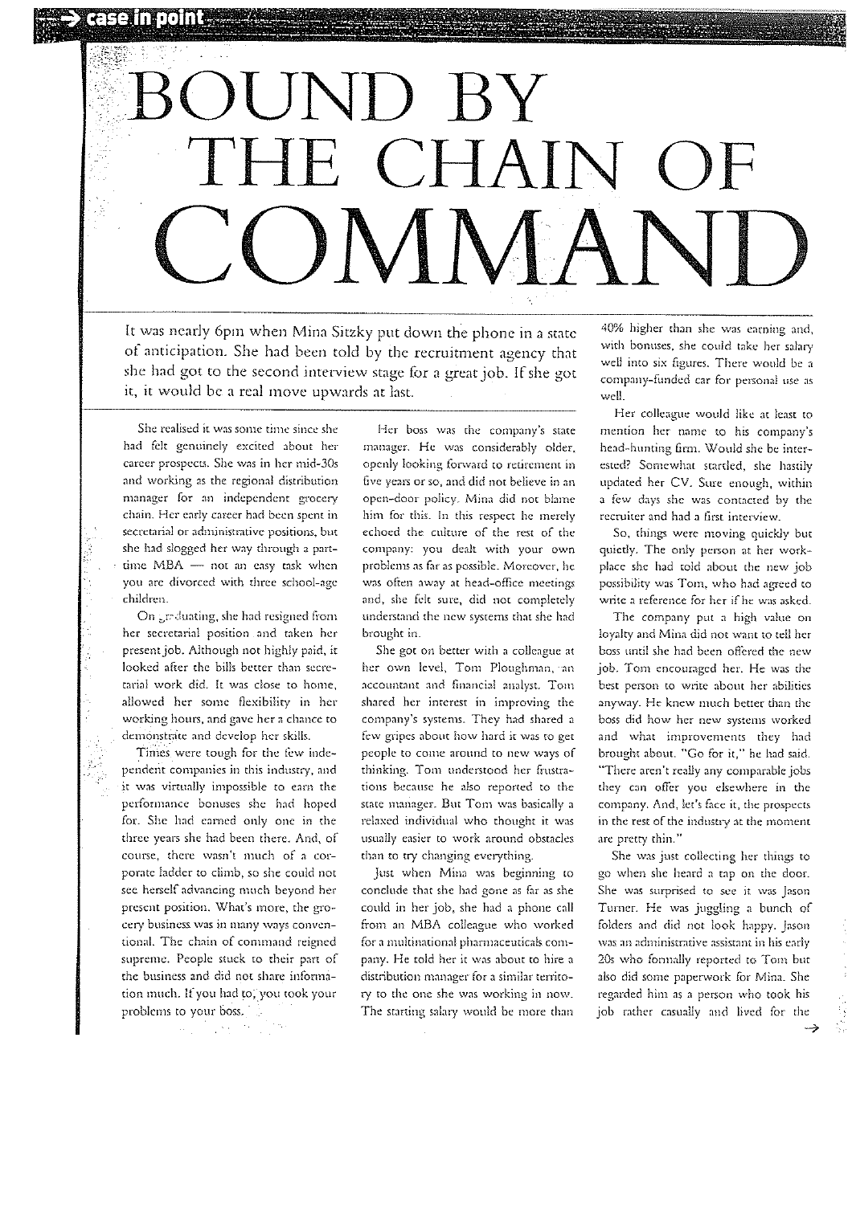# BOUND BY THE CHAIN OF COMMAND

It was nearly 6pm when Mina Sitzky put down the phone in a state of anticipation. She had been told by the recruitment agency that she had got to the second interview stage for a great job. If she got it, it would be a real move upwards at last.

She realised it was some time since she had felt genuinely excited about her career prospects. She was in her mid-30s and working as the regional distribution manager for an independent grocery chain. Her early career had been spent in secretarial or administrative positions, but she had slogged her way through a part-time MBA — not an easy task when you are divorced with three school-age children.

On graduating, she had resigned from her secretarial position and taken her present job. Although not highly paid, it looked after the bills better than secretarial work did. It was close to home, allowed her some flexibility in her working hours, and gave her a chance to demonstrate and develop her skills.

Times were tough for the few independent companies in this industry, and it was virtually impossible to earn the performance bonuses she had hoped for. She had earned only one in the three years she had been there. And, of course, there wasn't much of a corporate ladder to climb, so she could not see herself advancing much beyond her present position. What's more, the grocery business was in many ways conventional. The chain of command reigned supreme. People stuck to their part of the business and did not share information much. If you had to, you took your problems to your boss.

Her boss was the company's state manager. He was considerably older, openly looking forward to retirement in five years or so, and did not believe in an open-door policy. Mina did not blame him for this. In this respect he merely echoed the culture of the rest of the company: you dealt with your own problems as far as possible. Moreover, he was often away at head-office meetings and, she felt sure, did not completely understand the new systems that she had brought in.

She got on better with a colleague at her own level, Tom Ploughman, an accountant and financial analyst. Tom shared her interest in improving the company's systems. They had shared a few gripes about how hard it was to get people to come around to new ways of thinking. Tom understood her frustrations because he also reported to the state manager. But Tom was basically a relaxed individual who thought it was usually easier to work around obstacles than to try changing everything.

Just when Mina was beginning to conclude that she had gone as far as she could in her job, she had a phone call from an MBA colleague who worked for a multinational pharmaceuticals company. He told her it was about to hire a distribution manager for a similar territory to the one she was working in now. The starting salary would be more than 40% higher than she was earning and, with bonuses, she could take her salary well into six figures. There would be a company-funded car for personal use as well.

Her colleague would like at least to mention her name to his company's head-hunting firm. Would she be interested? Somewhat startled, she hastily updated her CV. Sure enough, within a few days she was contacted by the recruiter and had a first interview.

So, things were moving quickly but quietly. The only person at her workplace she had told about the new job possibility was Tom, who had agreed to write a reference for her if he was asked.

The company put a high value on loyalty and Mina did not want to tell her boss until she had been offered the new job. Tom encouraged her. He was the best person to write about her abilities anyway. He knew much better than the boss did how her new systems worked and what improvements they had brought about. "Go for it," he had said. "There aren't really any comparable jobs they can offer you elsewhere in the company. And, let's face it, the prospects in the rest of the industry at the moment are pretty thin."

She was just collecting her things to go when she heard a tap on the door. She was surprised to see it was Jason Turner. He was juggling a bunch of folders and did not look happy. Jason was an administrative assistant in his early 20s who formally reported to Tom but also did some paperwork for Mina. She regarded him as a person who took his job rather casually and lived for the →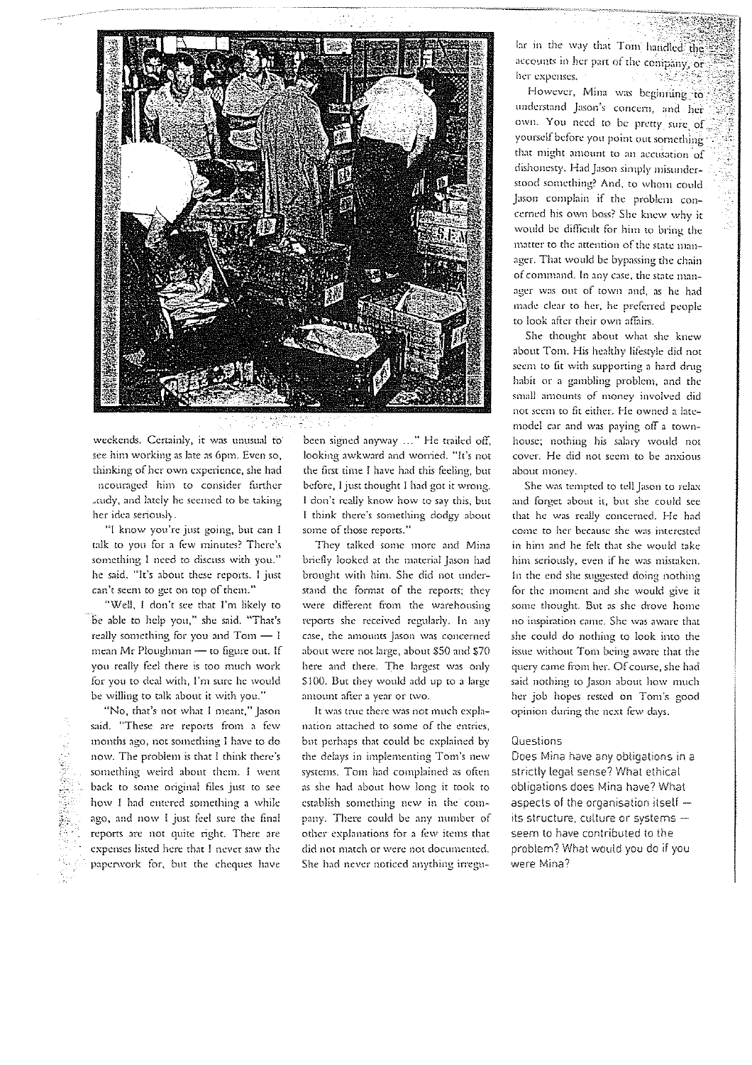weekends. Certainly, it was unusual to see him working as late as 6pm. Even so, thinking of her own experience, she had encouraged him to consider further study, and lately he seemed to be taking her idea seriously.

"I know you're just going, but can I talk to you for a few minutes? There's something I need to discuss with you." he said. "It's about these reports. I just can't seem to get on top of them."

"Well, I don't see that I'm likely to be able to help you," she said. "That's really something for you and Tom — I mean Mr Ploughman — to figure out. If you really feel there is too much work for you to deal with, I'm sure he would be willing to talk about it with you."

"No, that's not what I meant," Jason said. "These are reports from a few months ago, not something I have to do now. The problem is that I think there's something weird about them. I went back to some original files just to see how I had entered something a while ago, and now I just feel sure the final reports are not quite right. There are expenses listed here that I never saw the paperwork for, but the cheques have been signed anyway ..." He trailed off, looking awkward and worried. "It's not the first time I have had this feeling, but before, I just thought I had got it wrong. I don't really know how to say this, but I think there's something dodgy about some of those reports."

They talked some more and Mina briefly looked at the material Jason had brought with him. She did not understand the format of the reports; they were different from the warehousing reports she received regularly. In any case, the amounts Jason was concerned about were not large, about $50 and $70 here and there. The largest was only $100. But they would add up to a large amount after a year or two.

It was true there was not much explanation attached to some of the entries, but perhaps that could be explained by the delays in implementing Tom's new systems. Tom had complained as often as she had about how long it took to establish something new in the company. There could be any number of other explanations for a few items that did not match or were not documented. She had never noticed anything irregular in the way that Tom handled the accounts in her part of the company, or her expenses.

However, Mina was beginning to understand Jason's concern, and her own. You need to be pretty sure of yourself before you point out something that might amount to an accusation of dishonesty. Had Jason simply misunderstood something? And, to whom could Jason complain if the problem concerned his own boss? She knew why it would be difficult for him to bring the matter to the attention of the state manager. That would be bypassing the chain of command. In any case, the state manager was out of town and, as he had made clear to her, he preferred people to look after their own affairs.

She thought about what she knew about Tom. His healthy lifestyle did not seem to fit with supporting a hard drug habit or a gambling problem, and the small amounts of money involved did not seem to fit either. He owned a late-model car and was paying off a townhouse; nothing his salary would not cover. He did not seem to be anxious about money.

She was tempted to tell Jason to relax and forget about it, but she could see that he was really concerned. He had come to her because she was interested in him and he felt that she would take him seriously, even if he was mistaken. In the end she suggested doing nothing for the moment and she would give it some thought. But as she drove home no inspiration came. She was aware that she could do nothing to look into the issue without Tom being aware that the query came from her. Of course, she had said nothing to Jason about how much her job hopes rested on Tom's good opinion during the next few days.

## Questions

Does Mina have any obligations in a strictly legal sense? What ethical obligations does Mina have? What aspects of the organisation itself — its structure, culture or systems — seem to have contributed to the problem? What would you do if you were Mina?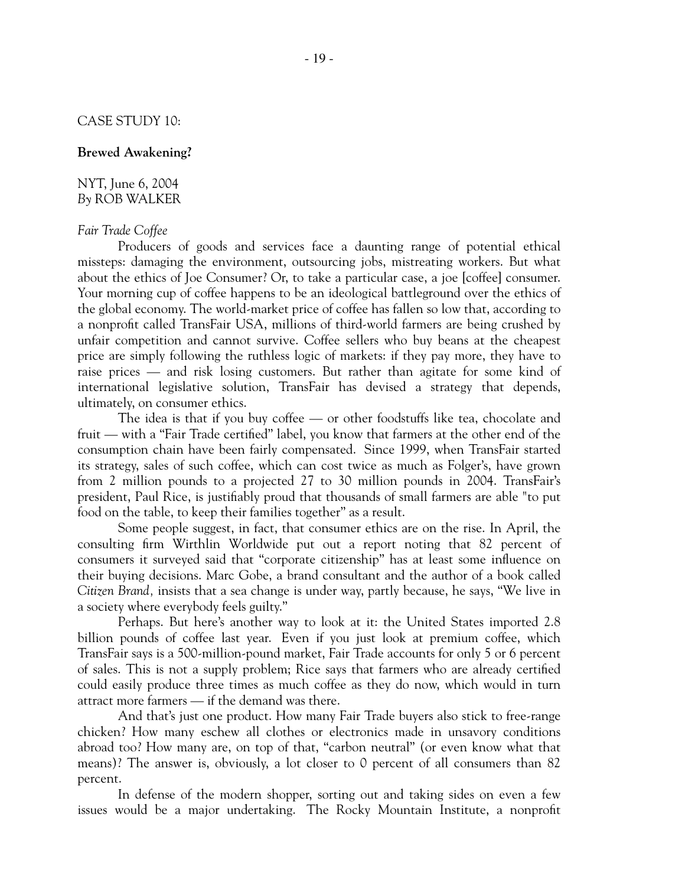CASE STUDY 10:

**Brewed Awakening?**

NYT, June 6, 2004
*By* ROB WALKER

*Fair Trade Coffee*

Producers of goods and services face a daunting range of potential ethical missteps: damaging the environment, outsourcing jobs, mistreating workers. But what about the ethics of Joe Consumer? Or, to take a particular case, a joe [coffee] consumer. Your morning cup of coffee happens to be an ideological battleground over the ethics of the global economy. The world-market price of coffee has fallen so low that, according to a nonprofit called TransFair USA, millions of third-world farmers are being crushed by unfair competition and cannot survive. Coffee sellers who buy beans at the cheapest price are simply following the ruthless logic of markets: if they pay more, they have to raise prices — and risk losing customers. But rather than agitate for some kind of international legislative solution, TransFair has devised a strategy that depends, ultimately, on consumer ethics.

The idea is that if you buy coffee — or other foodstuffs like tea, chocolate and fruit — with a "Fair Trade certified" label, you know that farmers at the other end of the consumption chain have been fairly compensated. Since 1999, when TransFair started its strategy, sales of such coffee, which can cost twice as much as Folger's, have grown from 2 million pounds to a projected 27 to 30 million pounds in 2004. TransFair's president, Paul Rice, is justifiably proud that thousands of small farmers are able "to put food on the table, to keep their families together" as a result.

Some people suggest, in fact, that consumer ethics are on the rise. In April, the consulting firm Wirthlin Worldwide put out a report noting that 82 percent of consumers it surveyed said that "corporate citizenship" has at least some influence on their buying decisions. Marc Gobe, a brand consultant and the author of a book called *Citizen Brand,* insists that a sea change is under way, partly because, he says, "We live in a society where everybody feels guilty."

Perhaps. But here's another way to look at it: the United States imported 2.8 billion pounds of coffee last year. Even if you just look at premium coffee, which TransFair says is a 500-million-pound market, Fair Trade accounts for only 5 or 6 percent of sales. This is not a supply problem; Rice says that farmers who are already certified could easily produce three times as much coffee as they do now, which would in turn attract more farmers — if the demand was there.

And that's just one product. How many Fair Trade buyers also stick to free-range chicken? How many eschew all clothes or electronics made in unsavory conditions abroad too? How many are, on top of that, "carbon neutral" (or even know what that means)? The answer is, obviously, a lot closer to 0 percent of all consumers than 82 percent.

In defense of the modern shopper, sorting out and taking sides on even a few issues would be a major undertaking. The Rocky Mountain Institute, a nonprofit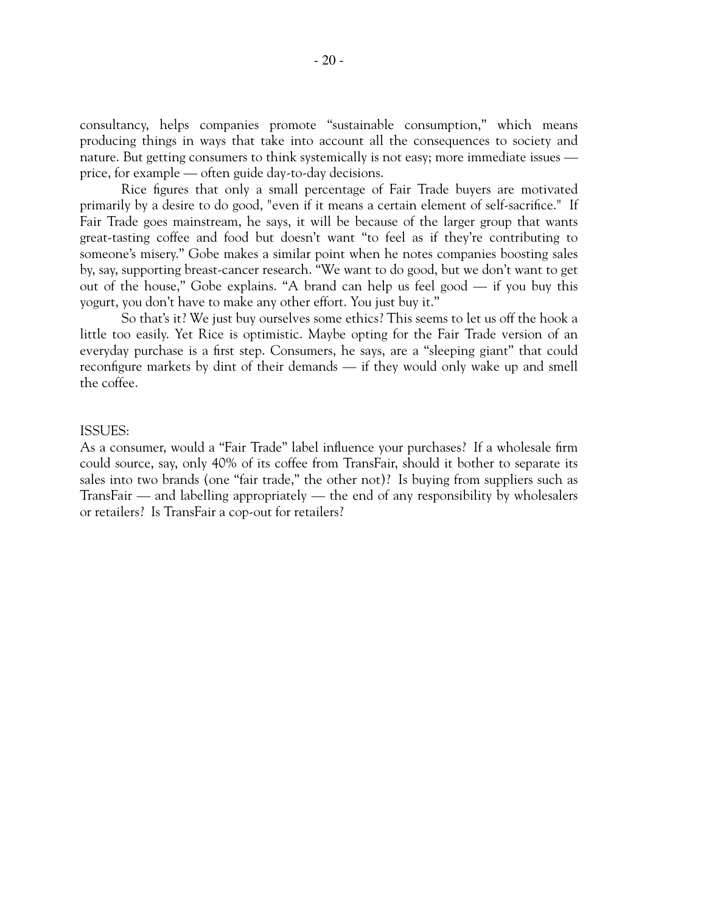consultancy, helps companies promote "sustainable consumption," which means producing things in ways that take into account all the consequences to society and nature. But getting consumers to think systemically is not easy; more immediate issues — price, for example — often guide day-to-day decisions.

Rice figures that only a small percentage of Fair Trade buyers are motivated primarily by a desire to do good, "even if it means a certain element of self-sacrifice." If Fair Trade goes mainstream, he says, it will be because of the larger group that wants great-tasting coffee and food but doesn't want "to feel as if they're contributing to someone's misery." Gobe makes a similar point when he notes companies boosting sales by, say, supporting breast-cancer research. "We want to do good, but we don't want to get out of the house," Gobe explains. "A brand can help us feel good — if you buy this yogurt, you don't have to make any other effort. You just buy it."

So that's it? We just buy ourselves some ethics? This seems to let us off the hook a little too easily. Yet Rice is optimistic. Maybe opting for the Fair Trade version of an everyday purchase is a first step. Consumers, he says, are a "sleeping giant" that could reconfigure markets by dint of their demands — if they would only wake up and smell the coffee.

ISSUES:

As a consumer, would a "Fair Trade" label influence your purchases? If a wholesale firm could source, say, only 40% of its coffee from TransFair, should it bother to separate its sales into two brands (one "fair trade," the other not)? Is buying from suppliers such as TransFair — and labelling appropriately — the end of any responsibility by wholesalers or retailers? Is TransFair a cop-out for retailers?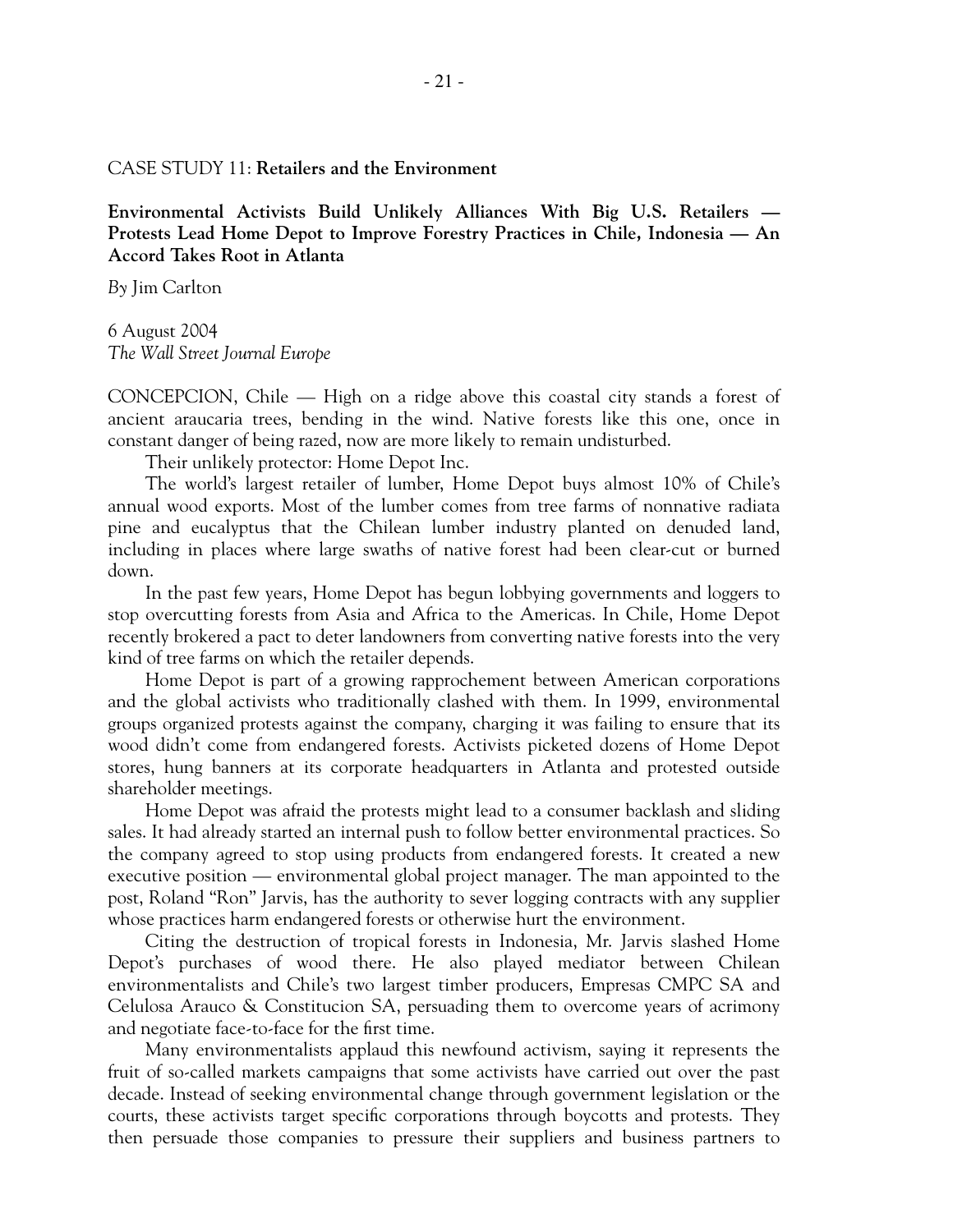CASE STUDY 11: **Retailers and the Environment**

**Environmental Activists Build Unlikely Alliances With Big U.S. Retailers — Protests Lead Home Depot to Improve Forestry Practices in Chile, Indonesia — An Accord Takes Root in Atlanta**

*By* Jim Carlton

6 August 2004
*The Wall Street Journal Europe*

CONCEPCION, Chile — High on a ridge above this coastal city stands a forest of ancient araucaria trees, bending in the wind. Native forests like this one, once in constant danger of being razed, now are more likely to remain undisturbed.

Their unlikely protector: Home Depot Inc.

The world's largest retailer of lumber, Home Depot buys almost 10% of Chile's annual wood exports. Most of the lumber comes from tree farms of nonnative radiata pine and eucalyptus that the Chilean lumber industry planted on denuded land, including in places where large swaths of native forest had been clear-cut or burned down.

In the past few years, Home Depot has begun lobbying governments and loggers to stop overcutting forests from Asia and Africa to the Americas. In Chile, Home Depot recently brokered a pact to deter landowners from converting native forests into the very kind of tree farms on which the retailer depends.

Home Depot is part of a growing rapprochement between American corporations and the global activists who traditionally clashed with them. In 1999, environmental groups organized protests against the company, charging it was failing to ensure that its wood didn't come from endangered forests. Activists picketed dozens of Home Depot stores, hung banners at its corporate headquarters in Atlanta and protested outside shareholder meetings.

Home Depot was afraid the protests might lead to a consumer backlash and sliding sales. It had already started an internal push to follow better environmental practices. So the company agreed to stop using products from endangered forests. It created a new executive position — environmental global project manager. The man appointed to the post, Roland "Ron" Jarvis, has the authority to sever logging contracts with any supplier whose practices harm endangered forests or otherwise hurt the environment.

Citing the destruction of tropical forests in Indonesia, Mr. Jarvis slashed Home Depot's purchases of wood there. He also played mediator between Chilean environmentalists and Chile's two largest timber producers, Empresas CMPC SA and Celulosa Arauco & Constitucion SA, persuading them to overcome years of acrimony and negotiate face-to-face for the first time.

Many environmentalists applaud this newfound activism, saying it represents the fruit of so-called markets campaigns that some activists have carried out over the past decade. Instead of seeking environmental change through government legislation or the courts, these activists target specific corporations through boycotts and protests. They then persuade those companies to pressure their suppliers and business partners to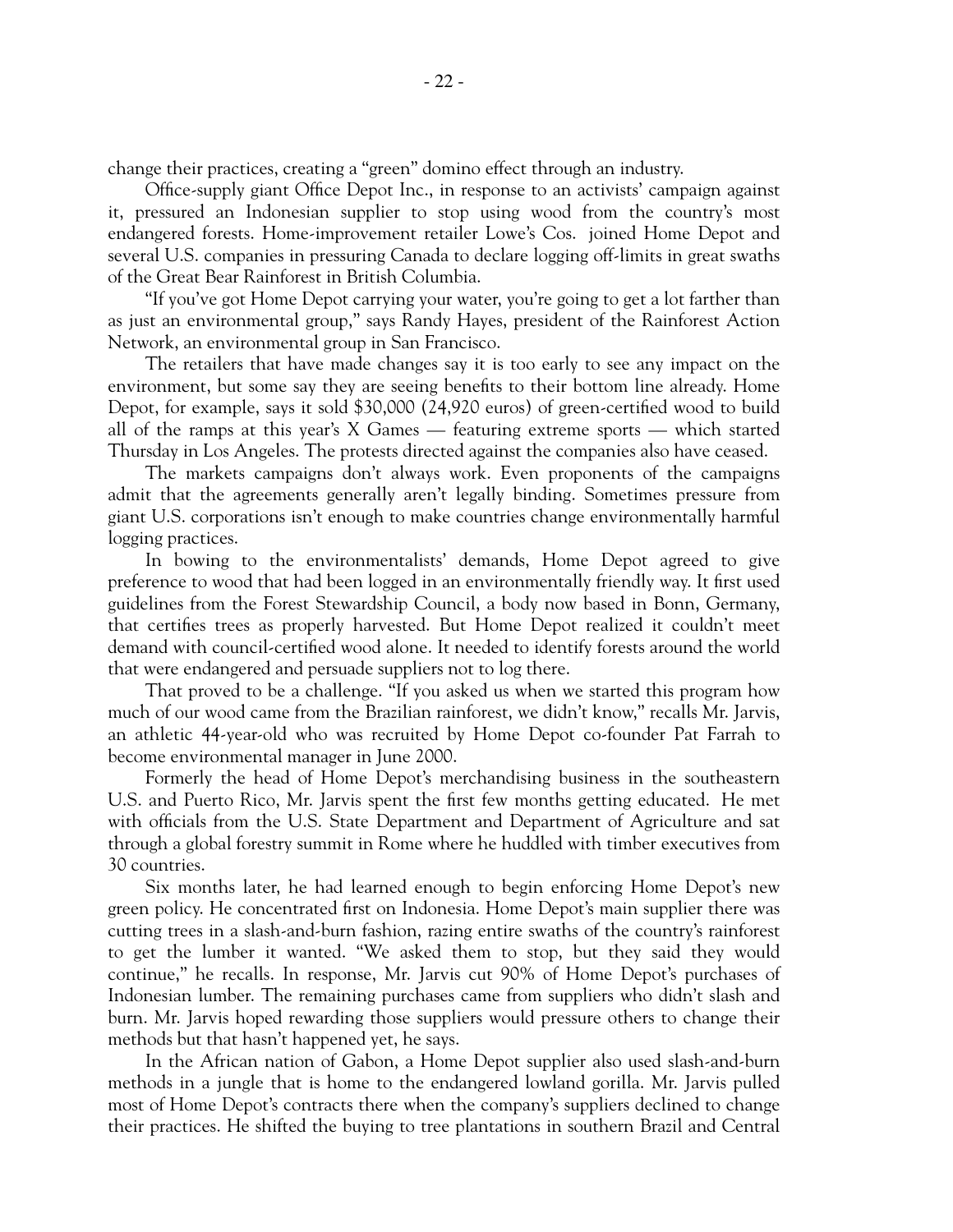change their practices, creating a "green" domino effect through an industry.

Office-supply giant Office Depot Inc., in response to an activists' campaign against it, pressured an Indonesian supplier to stop using wood from the country's most endangered forests. Home-improvement retailer Lowe's Cos. joined Home Depot and several U.S. companies in pressuring Canada to declare logging off-limits in great swaths of the Great Bear Rainforest in British Columbia.

"If you've got Home Depot carrying your water, you're going to get a lot farther than as just an environmental group," says Randy Hayes, president of the Rainforest Action Network, an environmental group in San Francisco.

The retailers that have made changes say it is too early to see any impact on the environment, but some say they are seeing benefits to their bottom line already. Home Depot, for example, says it sold $30,000 (24,920 euros) of green-certified wood to build all of the ramps at this year's X Games — featuring extreme sports — which started Thursday in Los Angeles. The protests directed against the companies also have ceased.

The markets campaigns don't always work. Even proponents of the campaigns admit that the agreements generally aren't legally binding. Sometimes pressure from giant U.S. corporations isn't enough to make countries change environmentally harmful logging practices.

In bowing to the environmentalists' demands, Home Depot agreed to give preference to wood that had been logged in an environmentally friendly way. It first used guidelines from the Forest Stewardship Council, a body now based in Bonn, Germany, that certifies trees as properly harvested. But Home Depot realized it couldn't meet demand with council-certified wood alone. It needed to identify forests around the world that were endangered and persuade suppliers not to log there.

That proved to be a challenge. "If you asked us when we started this program how much of our wood came from the Brazilian rainforest, we didn't know," recalls Mr. Jarvis, an athletic 44-year-old who was recruited by Home Depot co-founder Pat Farrah to become environmental manager in June 2000.

Formerly the head of Home Depot's merchandising business in the southeastern U.S. and Puerto Rico, Mr. Jarvis spent the first few months getting educated. He met with officials from the U.S. State Department and Department of Agriculture and sat through a global forestry summit in Rome where he huddled with timber executives from 30 countries.

Six months later, he had learned enough to begin enforcing Home Depot's new green policy. He concentrated first on Indonesia. Home Depot's main supplier there was cutting trees in a slash-and-burn fashion, razing entire swaths of the country's rainforest to get the lumber it wanted. "We asked them to stop, but they said they would continue," he recalls. In response, Mr. Jarvis cut 90% of Home Depot's purchases of Indonesian lumber. The remaining purchases came from suppliers who didn't slash and burn. Mr. Jarvis hoped rewarding those suppliers would pressure others to change their methods but that hasn't happened yet, he says.

In the African nation of Gabon, a Home Depot supplier also used slash-and-burn methods in a jungle that is home to the endangered lowland gorilla. Mr. Jarvis pulled most of Home Depot's contracts there when the company's suppliers declined to change their practices. He shifted the buying to tree plantations in southern Brazil and Central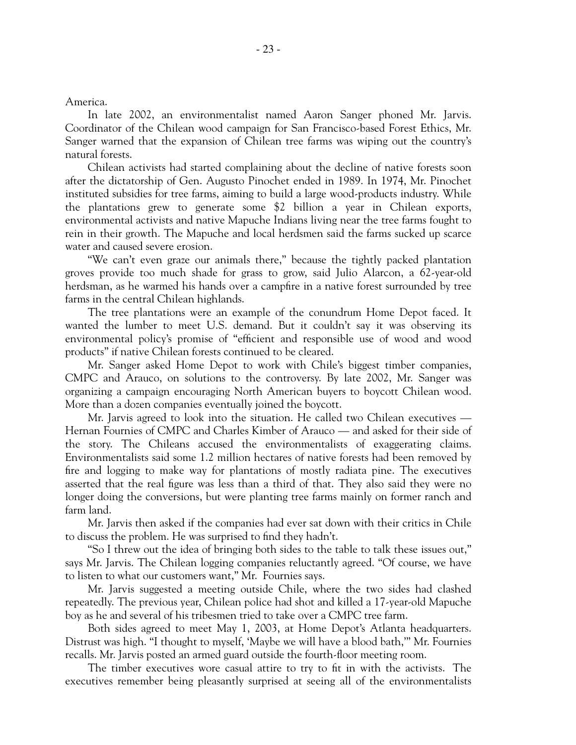America.

In late 2002, an environmentalist named Aaron Sanger phoned Mr. Jarvis. Coordinator of the Chilean wood campaign for San Francisco-based Forest Ethics, Mr. Sanger warned that the expansion of Chilean tree farms was wiping out the country's natural forests.

Chilean activists had started complaining about the decline of native forests soon after the dictatorship of Gen. Augusto Pinochet ended in 1989. In 1974, Mr. Pinochet instituted subsidies for tree farms, aiming to build a large wood-products industry. While the plantations grew to generate some $2 billion a year in Chilean exports, environmental activists and native Mapuche Indians living near the tree farms fought to rein in their growth. The Mapuche and local herdsmen said the farms sucked up scarce water and caused severe erosion.

"We can't even graze our animals there," because the tightly packed plantation groves provide too much shade for grass to grow, said Julio Alarcon, a 62-year-old herdsman, as he warmed his hands over a campfire in a native forest surrounded by tree farms in the central Chilean highlands.

The tree plantations were an example of the conundrum Home Depot faced. It wanted the lumber to meet U.S. demand. But it couldn't say it was observing its environmental policy's promise of "efficient and responsible use of wood and wood products" if native Chilean forests continued to be cleared.

Mr. Sanger asked Home Depot to work with Chile's biggest timber companies, CMPC and Arauco, on solutions to the controversy. By late 2002, Mr. Sanger was organizing a campaign encouraging North American buyers to boycott Chilean wood. More than a dozen companies eventually joined the boycott.

Mr. Jarvis agreed to look into the situation. He called two Chilean executives — Hernan Fournies of CMPC and Charles Kimber of Arauco — and asked for their side of the story. The Chileans accused the environmentalists of exaggerating claims. Environmentalists said some 1.2 million hectares of native forests had been removed by fire and logging to make way for plantations of mostly radiata pine. The executives asserted that the real figure was less than a third of that. They also said they were no longer doing the conversions, but were planting tree farms mainly on former ranch and farm land.

Mr. Jarvis then asked if the companies had ever sat down with their critics in Chile to discuss the problem. He was surprised to find they hadn't.

"So I threw out the idea of bringing both sides to the table to talk these issues out," says Mr. Jarvis. The Chilean logging companies reluctantly agreed. "Of course, we have to listen to what our customers want," Mr. Fournies says.

Mr. Jarvis suggested a meeting outside Chile, where the two sides had clashed repeatedly. The previous year, Chilean police had shot and killed a 17-year-old Mapuche boy as he and several of his tribesmen tried to take over a CMPC tree farm.

Both sides agreed to meet May 1, 2003, at Home Depot's Atlanta headquarters. Distrust was high. "I thought to myself, 'Maybe we will have a blood bath,'" Mr. Fournies recalls. Mr. Jarvis posted an armed guard outside the fourth-floor meeting room.

The timber executives wore casual attire to try to fit in with the activists. The executives remember being pleasantly surprised at seeing all of the environmentalists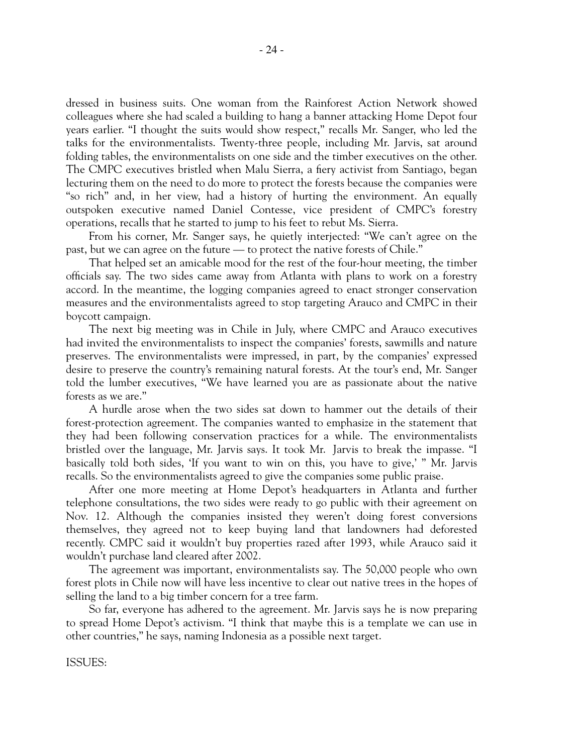dressed in business suits. One woman from the Rainforest Action Network showed colleagues where she had scaled a building to hang a banner attacking Home Depot four years earlier. "I thought the suits would show respect," recalls Mr. Sanger, who led the talks for the environmentalists. Twenty-three people, including Mr. Jarvis, sat around folding tables, the environmentalists on one side and the timber executives on the other. The CMPC executives bristled when Malu Sierra, a fiery activist from Santiago, began lecturing them on the need to do more to protect the forests because the companies were "so rich" and, in her view, had a history of hurting the environment. An equally outspoken executive named Daniel Contesse, vice president of CMPC's forestry operations, recalls that he started to jump to his feet to rebut Ms. Sierra.

From his corner, Mr. Sanger says, he quietly interjected: "We can't agree on the past, but we can agree on the future — to protect the native forests of Chile."

That helped set an amicable mood for the rest of the four-hour meeting, the timber officials say. The two sides came away from Atlanta with plans to work on a forestry accord. In the meantime, the logging companies agreed to enact stronger conservation measures and the environmentalists agreed to stop targeting Arauco and CMPC in their boycott campaign.

The next big meeting was in Chile in July, where CMPC and Arauco executives had invited the environmentalists to inspect the companies' forests, sawmills and nature preserves. The environmentalists were impressed, in part, by the companies' expressed desire to preserve the country's remaining natural forests. At the tour's end, Mr. Sanger told the lumber executives, "We have learned you are as passionate about the native forests as we are."

A hurdle arose when the two sides sat down to hammer out the details of their forest-protection agreement. The companies wanted to emphasize in the statement that they had been following conservation practices for a while. The environmentalists bristled over the language, Mr. Jarvis says. It took Mr. Jarvis to break the impasse. "I basically told both sides, 'If you want to win on this, you have to give,' " Mr. Jarvis recalls. So the environmentalists agreed to give the companies some public praise.

After one more meeting at Home Depot's headquarters in Atlanta and further telephone consultations, the two sides were ready to go public with their agreement on Nov. 12. Although the companies insisted they weren't doing forest conversions themselves, they agreed not to keep buying land that landowners had deforested recently. CMPC said it wouldn't buy properties razed after 1993, while Arauco said it wouldn't purchase land cleared after 2002.

The agreement was important, environmentalists say. The 50,000 people who own forest plots in Chile now will have less incentive to clear out native trees in the hopes of selling the land to a big timber concern for a tree farm.

So far, everyone has adhered to the agreement. Mr. Jarvis says he is now preparing to spread Home Depot's activism. "I think that maybe this is a template we can use in other countries," he says, naming Indonesia as a possible next target.

ISSUES: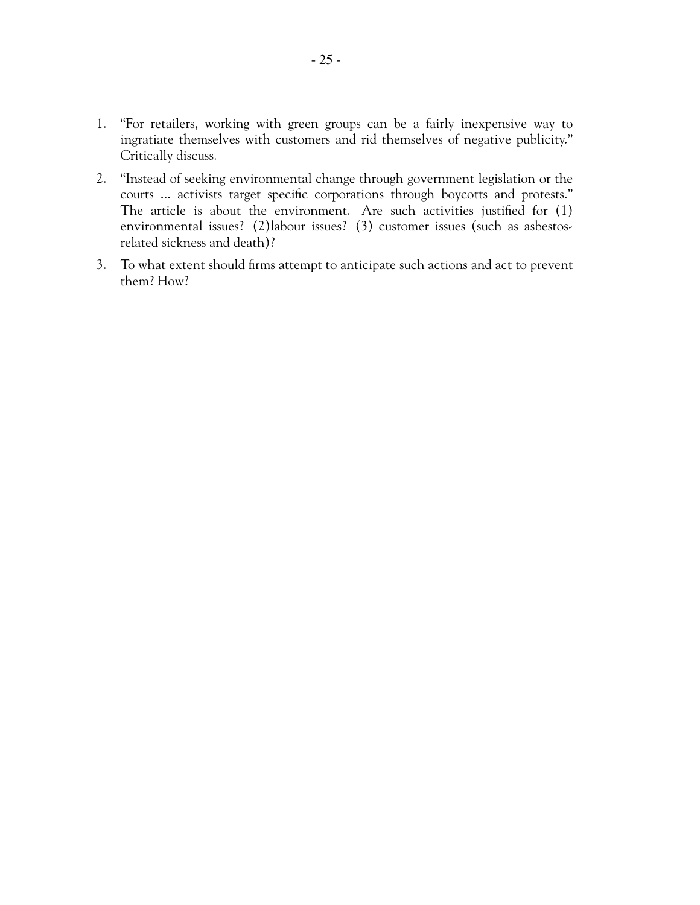1. "For retailers, working with green groups can be a fairly inexpensive way to ingratiate themselves with customers and rid themselves of negative publicity." Critically discuss.

2. "Instead of seeking environmental change through government legislation or the courts ... activists target specific corporations through boycotts and protests." The article is about the environment. Are such activities justified for (1) environmental issues? (2)labour issues? (3) customer issues (such as asbestos-related sickness and death)?

3. To what extent should firms attempt to anticipate such actions and act to prevent them? How?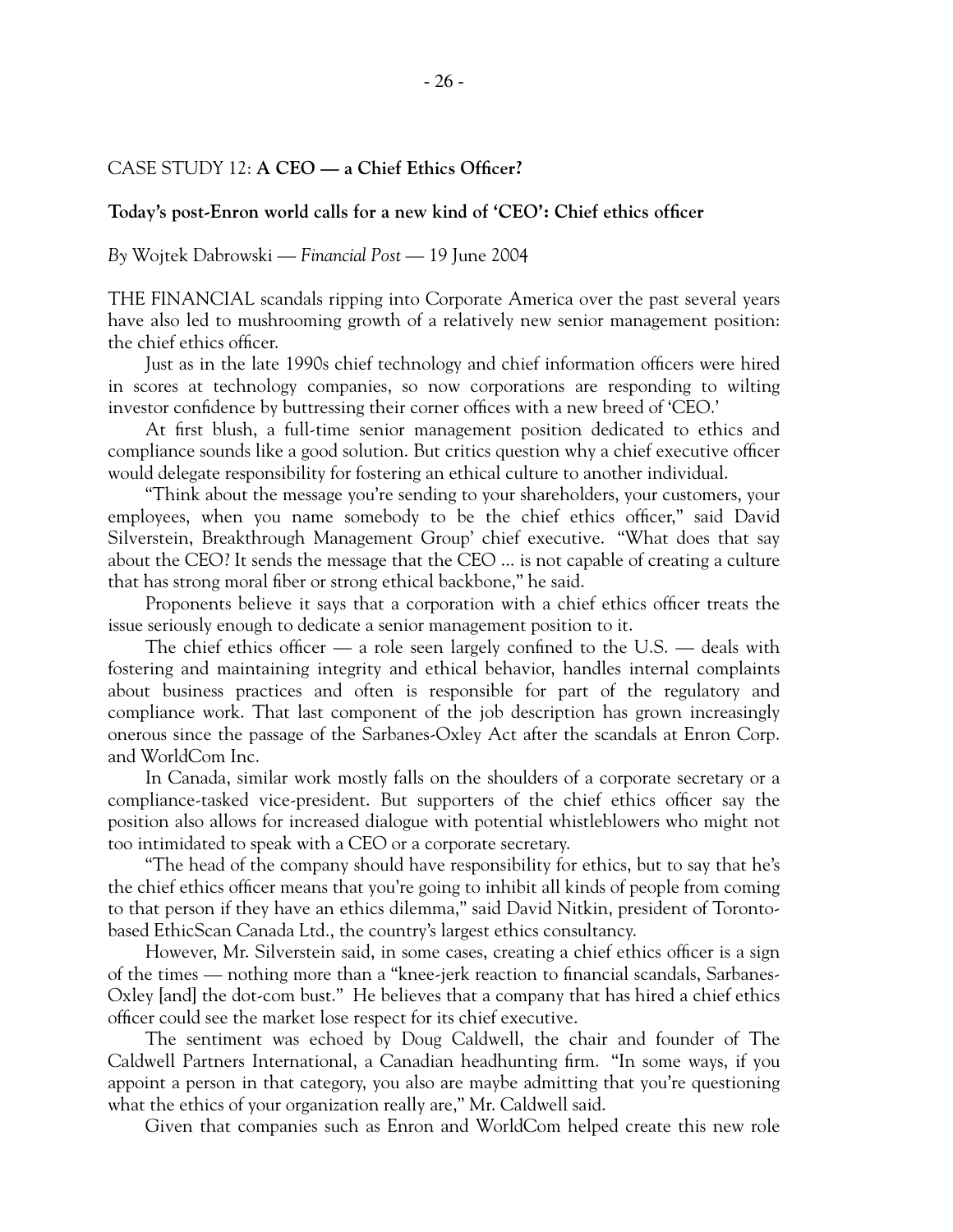CASE STUDY 12: **A CEO — a Chief Ethics Officer?**

**Today's post-Enron world calls for a new kind of 'CEO': Chief ethics officer**

*By* Wojtek Dabrowski — *Financial Post* — 19 June 2004

THE FINANCIAL scandals ripping into Corporate America over the past several years have also led to mushrooming growth of a relatively new senior management position: the chief ethics officer.

Just as in the late 1990s chief technology and chief information officers were hired in scores at technology companies, so now corporations are responding to wilting investor confidence by buttressing their corner offices with a new breed of 'CEO.'

At first blush, a full-time senior management position dedicated to ethics and compliance sounds like a good solution. But critics question why a chief executive officer would delegate responsibility for fostering an ethical culture to another individual.

"Think about the message you're sending to your shareholders, your customers, your employees, when you name somebody to be the chief ethics officer," said David Silverstein, Breakthrough Management Group' chief executive. "What does that say about the CEO? It sends the message that the CEO ... is not capable of creating a culture that has strong moral fiber or strong ethical backbone," he said.

Proponents believe it says that a corporation with a chief ethics officer treats the issue seriously enough to dedicate a senior management position to it.

The chief ethics officer — a role seen largely confined to the U.S. — deals with fostering and maintaining integrity and ethical behavior, handles internal complaints about business practices and often is responsible for part of the regulatory and compliance work. That last component of the job description has grown increasingly onerous since the passage of the Sarbanes-Oxley Act after the scandals at Enron Corp. and WorldCom Inc.

In Canada, similar work mostly falls on the shoulders of a corporate secretary or a compliance-tasked vice-president. But supporters of the chief ethics officer say the position also allows for increased dialogue with potential whistleblowers who might not too intimidated to speak with a CEO or a corporate secretary.

"The head of the company should have responsibility for ethics, but to say that he's the chief ethics officer means that you're going to inhibit all kinds of people from coming to that person if they have an ethics dilemma," said David Nitkin, president of Toronto-based EthicScan Canada Ltd., the country's largest ethics consultancy.

However, Mr. Silverstein said, in some cases, creating a chief ethics officer is a sign of the times — nothing more than a "knee-jerk reaction to financial scandals, Sarbanes-Oxley [and] the dot-com bust." He believes that a company that has hired a chief ethics officer could see the market lose respect for its chief executive.

The sentiment was echoed by Doug Caldwell, the chair and founder of The Caldwell Partners International, a Canadian headhunting firm. "In some ways, if you appoint a person in that category, you also are maybe admitting that you're questioning what the ethics of your organization really are," Mr. Caldwell said.

Given that companies such as Enron and WorldCom helped create this new role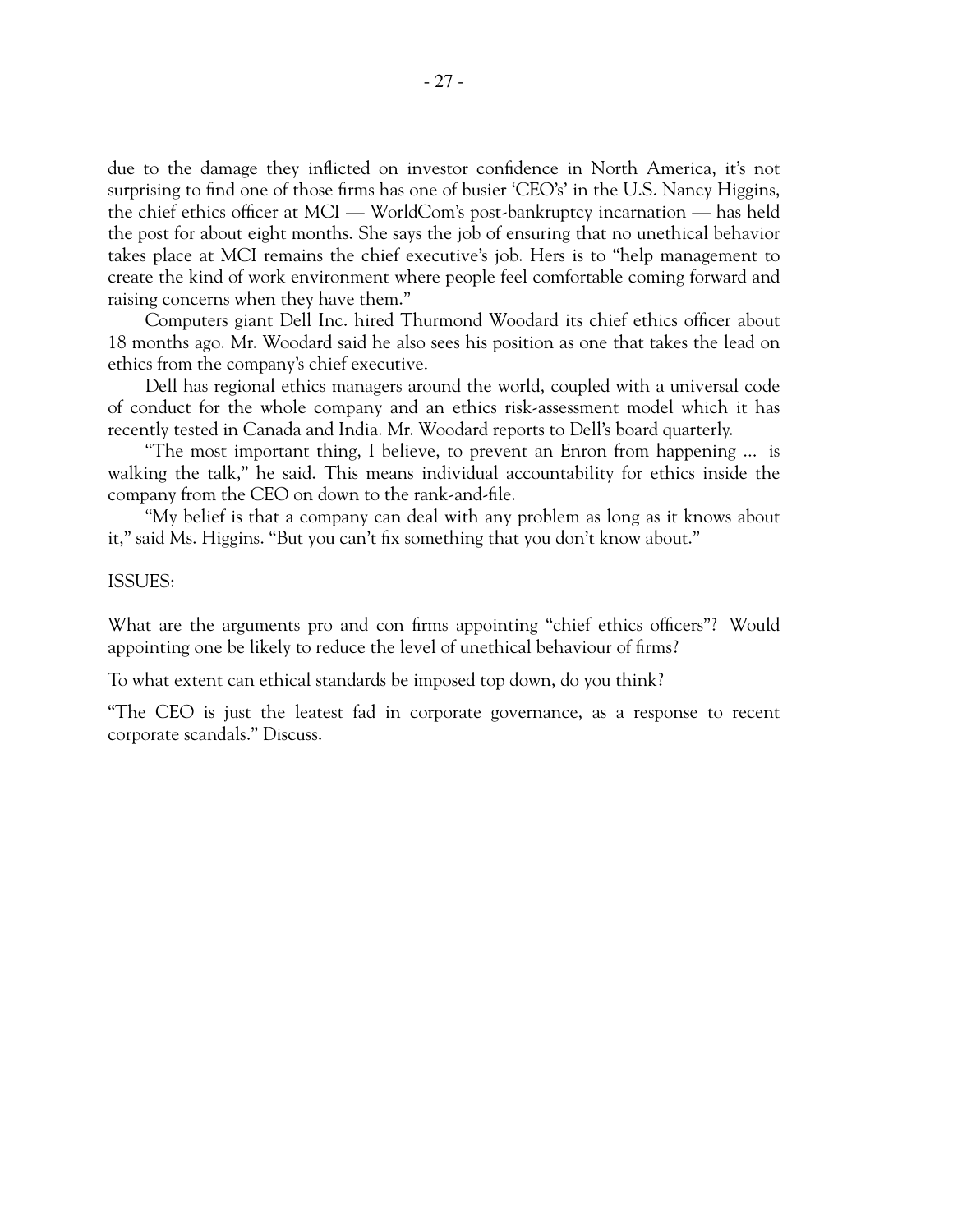due to the damage they inflicted on investor confidence in North America, it's not surprising to find one of those firms has one of busier 'CEO's' in the U.S. Nancy Higgins, the chief ethics officer at MCI — WorldCom's post-bankruptcy incarnation — has held the post for about eight months. She says the job of ensuring that no unethical behavior takes place at MCI remains the chief executive's job. Hers is to "help management to create the kind of work environment where people feel comfortable coming forward and raising concerns when they have them."

Computers giant Dell Inc. hired Thurmond Woodard its chief ethics officer about 18 months ago. Mr. Woodard said he also sees his position as one that takes the lead on ethics from the company's chief executive.

Dell has regional ethics managers around the world, coupled with a universal code of conduct for the whole company and an ethics risk-assessment model which it has recently tested in Canada and India. Mr. Woodard reports to Dell's board quarterly.

"The most important thing, I believe, to prevent an Enron from happening ... is walking the talk," he said. This means individual accountability for ethics inside the company from the CEO on down to the rank-and-file.

"My belief is that a company can deal with any problem as long as it knows about it," said Ms. Higgins. "But you can't fix something that you don't know about."

ISSUES:

What are the arguments pro and con firms appointing "chief ethics officers"? Would appointing one be likely to reduce the level of unethical behaviour of firms?

To what extent can ethical standards be imposed top down, do you think?

"The CEO is just the leatest fad in corporate governance, as a response to recent corporate scandals." Discuss.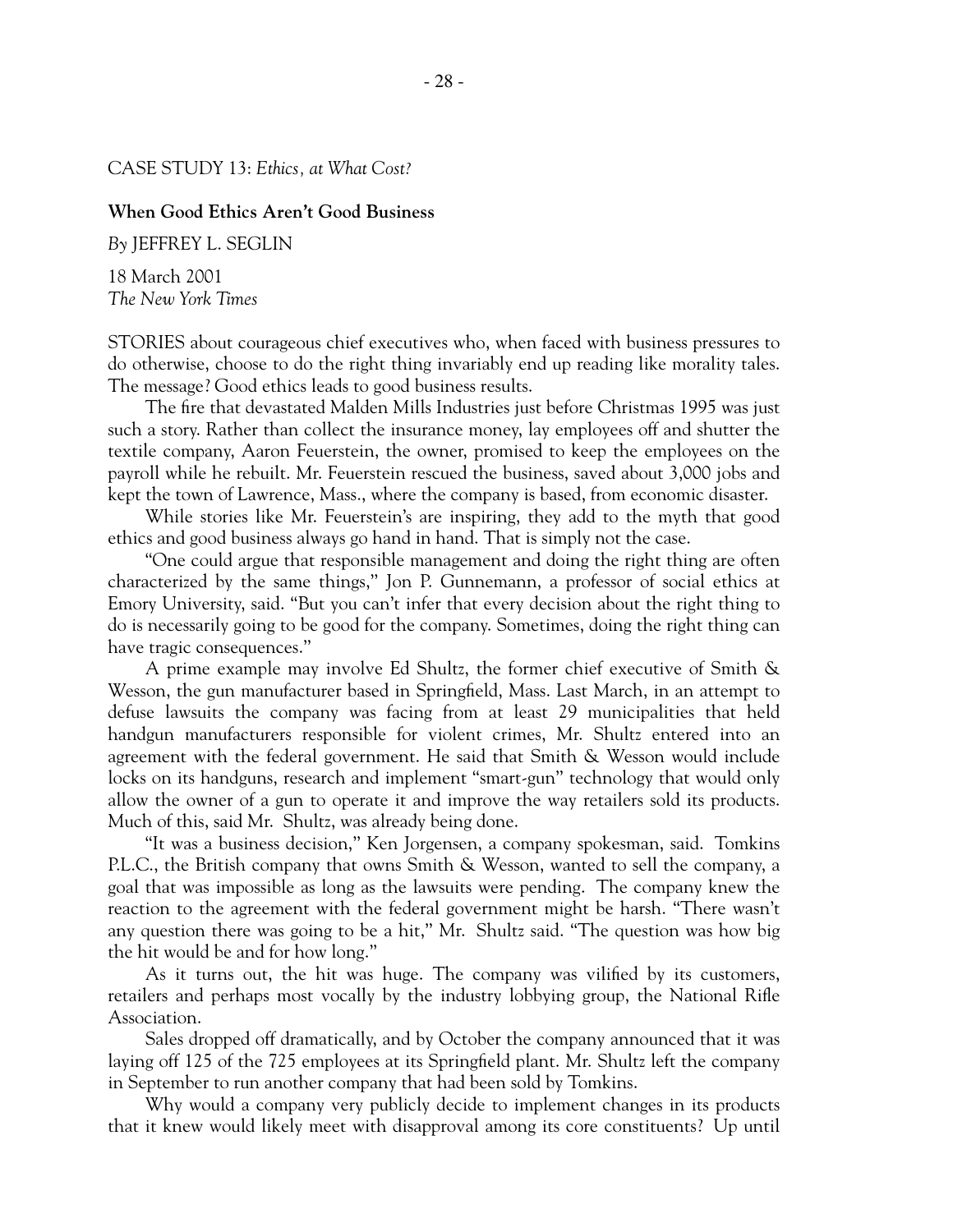CASE STUDY 13: *Ethics, at What Cost?*

**When Good Ethics Aren't Good Business**

*By* JEFFREY L. SEGLIN

18 March 2001
*The New York Times*

STORIES about courageous chief executives who, when faced with business pressures to do otherwise, choose to do the right thing invariably end up reading like morality tales. The message? Good ethics leads to good business results.

The fire that devastated Malden Mills Industries just before Christmas 1995 was just such a story. Rather than collect the insurance money, lay employees off and shutter the textile company, Aaron Feuerstein, the owner, promised to keep the employees on the payroll while he rebuilt. Mr. Feuerstein rescued the business, saved about 3,000 jobs and kept the town of Lawrence, Mass., where the company is based, from economic disaster.

While stories like Mr. Feuerstein's are inspiring, they add to the myth that good ethics and good business always go hand in hand. That is simply not the case.

"One could argue that responsible management and doing the right thing are often characterized by the same things," Jon P. Gunnemann, a professor of social ethics at Emory University, said. "But you can't infer that every decision about the right thing to do is necessarily going to be good for the company. Sometimes, doing the right thing can have tragic consequences."

A prime example may involve Ed Shultz, the former chief executive of Smith & Wesson, the gun manufacturer based in Springfield, Mass. Last March, in an attempt to defuse lawsuits the company was facing from at least 29 municipalities that held handgun manufacturers responsible for violent crimes, Mr. Shultz entered into an agreement with the federal government. He said that Smith & Wesson would include locks on its handguns, research and implement "smart-gun" technology that would only allow the owner of a gun to operate it and improve the way retailers sold its products. Much of this, said Mr. Shultz, was already being done.

"It was a business decision," Ken Jorgensen, a company spokesman, said. Tomkins P.L.C., the British company that owns Smith & Wesson, wanted to sell the company, a goal that was impossible as long as the lawsuits were pending. The company knew the reaction to the agreement with the federal government might be harsh. "There wasn't any question there was going to be a hit," Mr. Shultz said. "The question was how big the hit would be and for how long."

As it turns out, the hit was huge. The company was vilified by its customers, retailers and perhaps most vocally by the industry lobbying group, the National Rifle Association.

Sales dropped off dramatically, and by October the company announced that it was laying off 125 of the 725 employees at its Springfield plant. Mr. Shultz left the company in September to run another company that had been sold by Tomkins.

Why would a company very publicly decide to implement changes in its products that it knew would likely meet with disapproval among its core constituents? Up until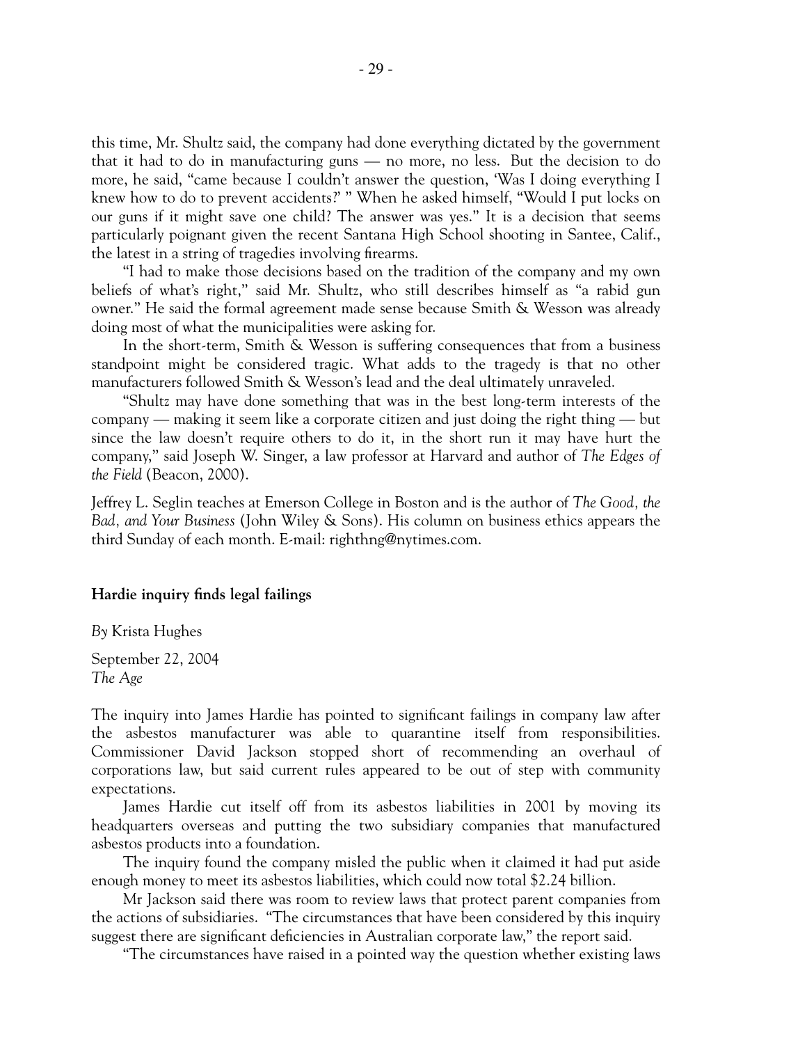this time, Mr. Shultz said, the company had done everything dictated by the government that it had to do in manufacturing guns — no more, no less. But the decision to do more, he said, "came because I couldn't answer the question, 'Was I doing everything I knew how to do to prevent accidents?' " When he asked himself, "Would I put locks on our guns if it might save one child? The answer was yes." It is a decision that seems particularly poignant given the recent Santana High School shooting in Santee, Calif., the latest in a string of tragedies involving firearms.

"I had to make those decisions based on the tradition of the company and my own beliefs of what's right," said Mr. Shultz, who still describes himself as "a rabid gun owner." He said the formal agreement made sense because Smith & Wesson was already doing most of what the municipalities were asking for.

In the short-term, Smith & Wesson is suffering consequences that from a business standpoint might be considered tragic. What adds to the tragedy is that no other manufacturers followed Smith & Wesson's lead and the deal ultimately unraveled.

"Shultz may have done something that was in the best long-term interests of the company — making it seem like a corporate citizen and just doing the right thing — but since the law doesn't require others to do it, in the short run it may have hurt the company," said Joseph W. Singer, a law professor at Harvard and author of *The Edges of the Field* (Beacon, 2000).

Jeffrey L. Seglin teaches at Emerson College in Boston and is the author of *The Good, the Bad, and Your Business* (John Wiley & Sons). His column on business ethics appears the third Sunday of each month. E-mail: righthng@nytimes.com.

**Hardie inquiry finds legal failings**

*By* Krista Hughes

September 22, 2004
*The Age*

The inquiry into James Hardie has pointed to significant failings in company law after the asbestos manufacturer was able to quarantine itself from responsibilities. Commissioner David Jackson stopped short of recommending an overhaul of corporations law, but said current rules appeared to be out of step with community expectations.

James Hardie cut itself off from its asbestos liabilities in 2001 by moving its headquarters overseas and putting the two subsidiary companies that manufactured asbestos products into a foundation.

The inquiry found the company misled the public when it claimed it had put aside enough money to meet its asbestos liabilities, which could now total $2.24 billion.

Mr Jackson said there was room to review laws that protect parent companies from the actions of subsidiaries. "The circumstances that have been considered by this inquiry suggest there are significant deficiencies in Australian corporate law," the report said.

"The circumstances have raised in a pointed way the question whether existing laws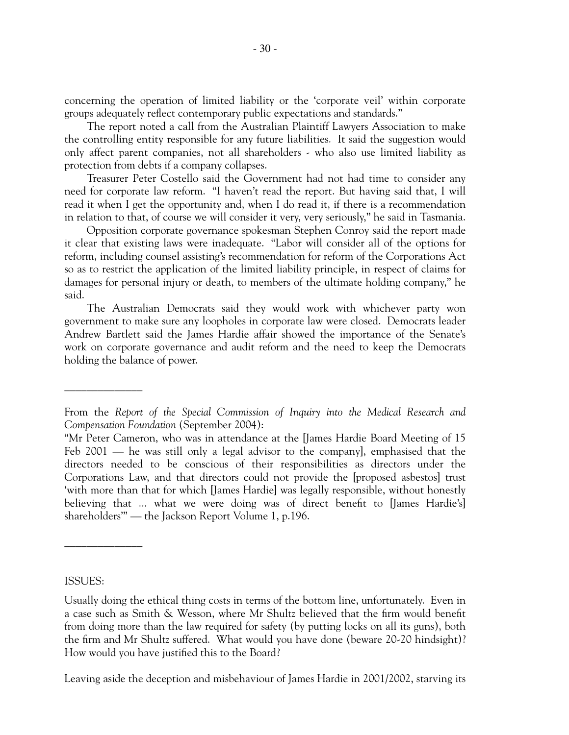concerning the operation of limited liability or the 'corporate veil' within corporate groups adequately reflect contemporary public expectations and standards."

The report noted a call from the Australian Plaintiff Lawyers Association to make the controlling entity responsible for any future liabilities. It said the suggestion would only affect parent companies, not all shareholders - who also use limited liability as protection from debts if a company collapses.

Treasurer Peter Costello said the Government had not had time to consider any need for corporate law reform. "I haven't read the report. But having said that, I will read it when I get the opportunity and, when I do read it, if there is a recommendation in relation to that, of course we will consider it very, very seriously," he said in Tasmania.

Opposition corporate governance spokesman Stephen Conroy said the report made it clear that existing laws were inadequate. "Labor will consider all of the options for reform, including counsel assisting's recommendation for reform of the Corporations Act so as to restrict the application of the limited liability principle, in respect of claims for damages for personal injury or death, to members of the ultimate holding company," he said.

The Australian Democrats said they would work with whichever party won government to make sure any loopholes in corporate law were closed. Democrats leader Andrew Bartlett said the James Hardie affair showed the importance of the Senate's work on corporate governance and audit reform and the need to keep the Democrats holding the balance of power.

---

From the *Report of the Special Commission of Inquiry into the Medical Research and Compensation Foundation* (September 2004):

"Mr Peter Cameron, who was in attendance at the [James Hardie Board Meeting of 15 Feb 2001 — he was still only a legal advisor to the company], emphasised that the directors needed to be conscious of their responsibilities as directors under the Corporations Law, and that directors could not provide the [proposed asbestos] trust 'with more than that for which [James Hardie] was legally responsible, without honestly believing that ... what we were doing was of direct benefit to [James Hardie's] shareholders'" — the Jackson Report Volume 1, p.196.

---

ISSUES:

Usually doing the ethical thing costs in terms of the bottom line, unfortunately. Even in a case such as Smith & Wesson, where Mr Shultz believed that the firm would benefit from doing more than the law required for safety (by putting locks on all its guns), both the firm and Mr Shultz suffered. What would you have done (beware 20-20 hindsight)? How would you have justified this to the Board?

Leaving aside the deception and misbehaviour of James Hardie in 2001/2002, starving its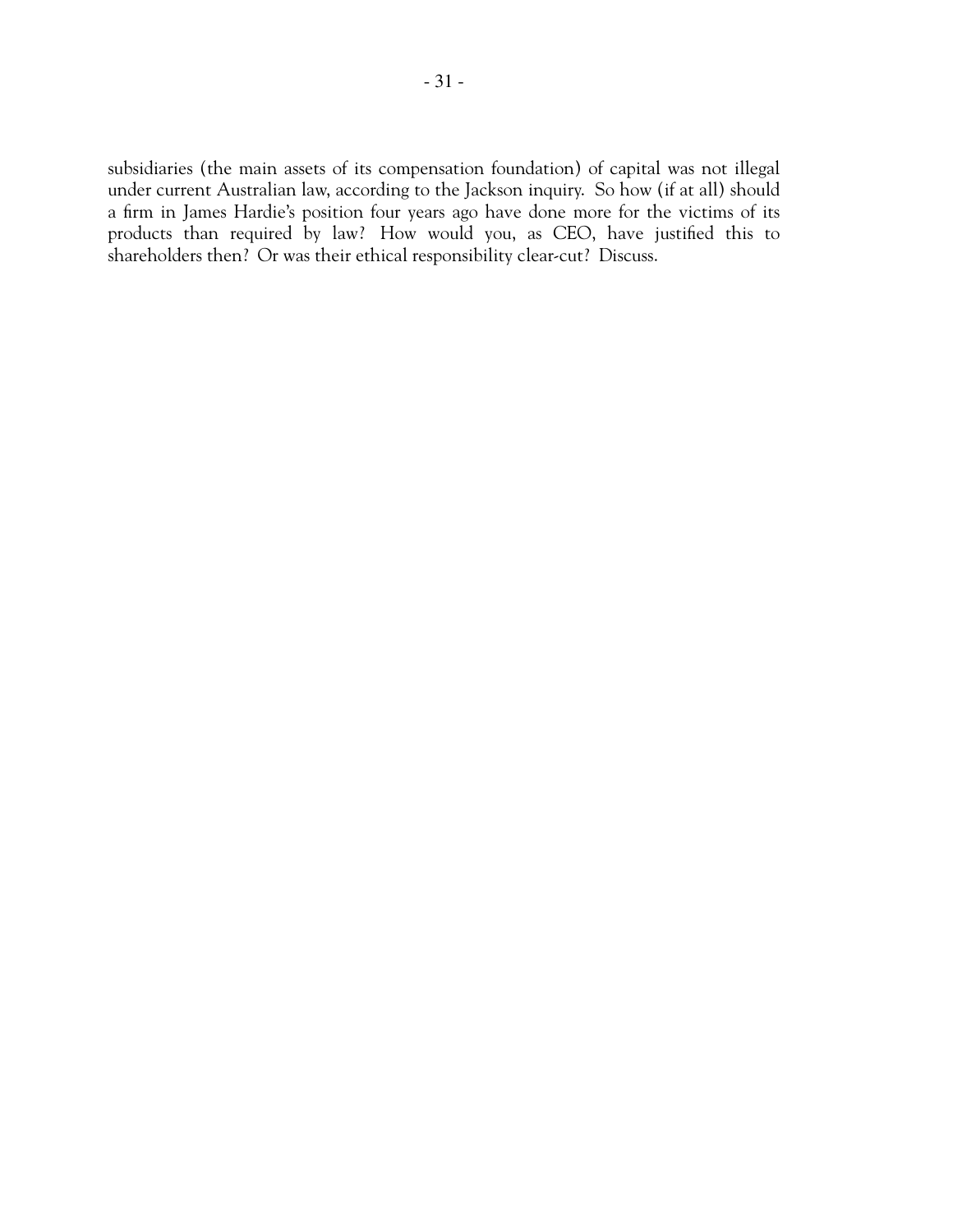subsidiaries (the main assets of its compensation foundation) of capital was not illegal under current Australian law, according to the Jackson inquiry. So how (if at all) should a firm in James Hardie's position four years ago have done more for the victims of its products than required by law? How would you, as CEO, have justified this to shareholders then? Or was their ethical responsibility clear-cut? Discuss.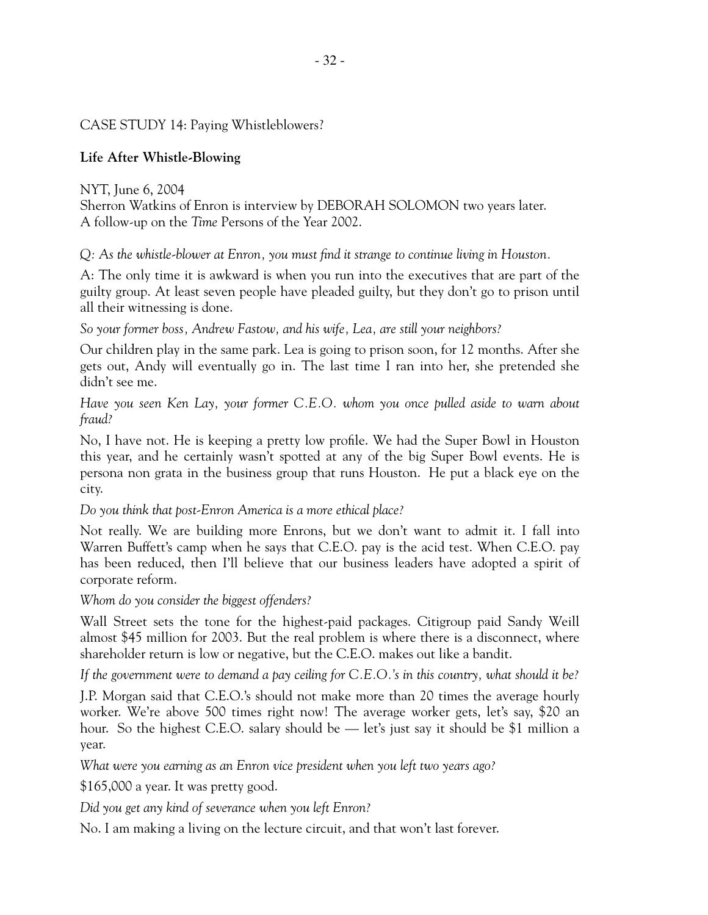CASE STUDY 14: Paying Whistleblowers?

**Life After Whistle-Blowing**

NYT, June 6, 2004
Sherron Watkins of Enron is interview by DEBORAH SOLOMON two years later.
A follow-up on the *Time* Persons of the Year 2002.

*Q: As the whistle-blower at Enron, you must find it strange to continue living in Houston.*

A: The only time it is awkward is when you run into the executives that are part of the guilty group. At least seven people have pleaded guilty, but they don't go to prison until all their witnessing is done.

*So your former boss, Andrew Fastow, and his wife, Lea, are still your neighbors?*

Our children play in the same park. Lea is going to prison soon, for 12 months. After she gets out, Andy will eventually go in. The last time I ran into her, she pretended she didn't see me.

*Have you seen Ken Lay, your former C.E.O. whom you once pulled aside to warn about fraud?*

No, I have not. He is keeping a pretty low profile. We had the Super Bowl in Houston this year, and he certainly wasn't spotted at any of the big Super Bowl events. He is persona non grata in the business group that runs Houston. He put a black eye on the city.

*Do you think that post-Enron America is a more ethical place?*

Not really. We are building more Enrons, but we don't want to admit it. I fall into Warren Buffett's camp when he says that C.E.O. pay is the acid test. When C.E.O. pay has been reduced, then I'll believe that our business leaders have adopted a spirit of corporate reform.

*Whom do you consider the biggest offenders?*

Wall Street sets the tone for the highest-paid packages. Citigroup paid Sandy Weill almost $45 million for 2003. But the real problem is where there is a disconnect, where shareholder return is low or negative, but the C.E.O. makes out like a bandit.

*If the government were to demand a pay ceiling for C.E.O.'s in this country, what should it be?*

J.P. Morgan said that C.E.O.'s should not make more than 20 times the average hourly worker. We're above 500 times right now! The average worker gets, let's say, $20 an hour. So the highest C.E.O. salary should be — let's just say it should be $1 million a year.

*What were you earning as an Enron vice president when you left two years ago?*

$165,000 a year. It was pretty good.

*Did you get any kind of severance when you left Enron?*

No. I am making a living on the lecture circuit, and that won't last forever.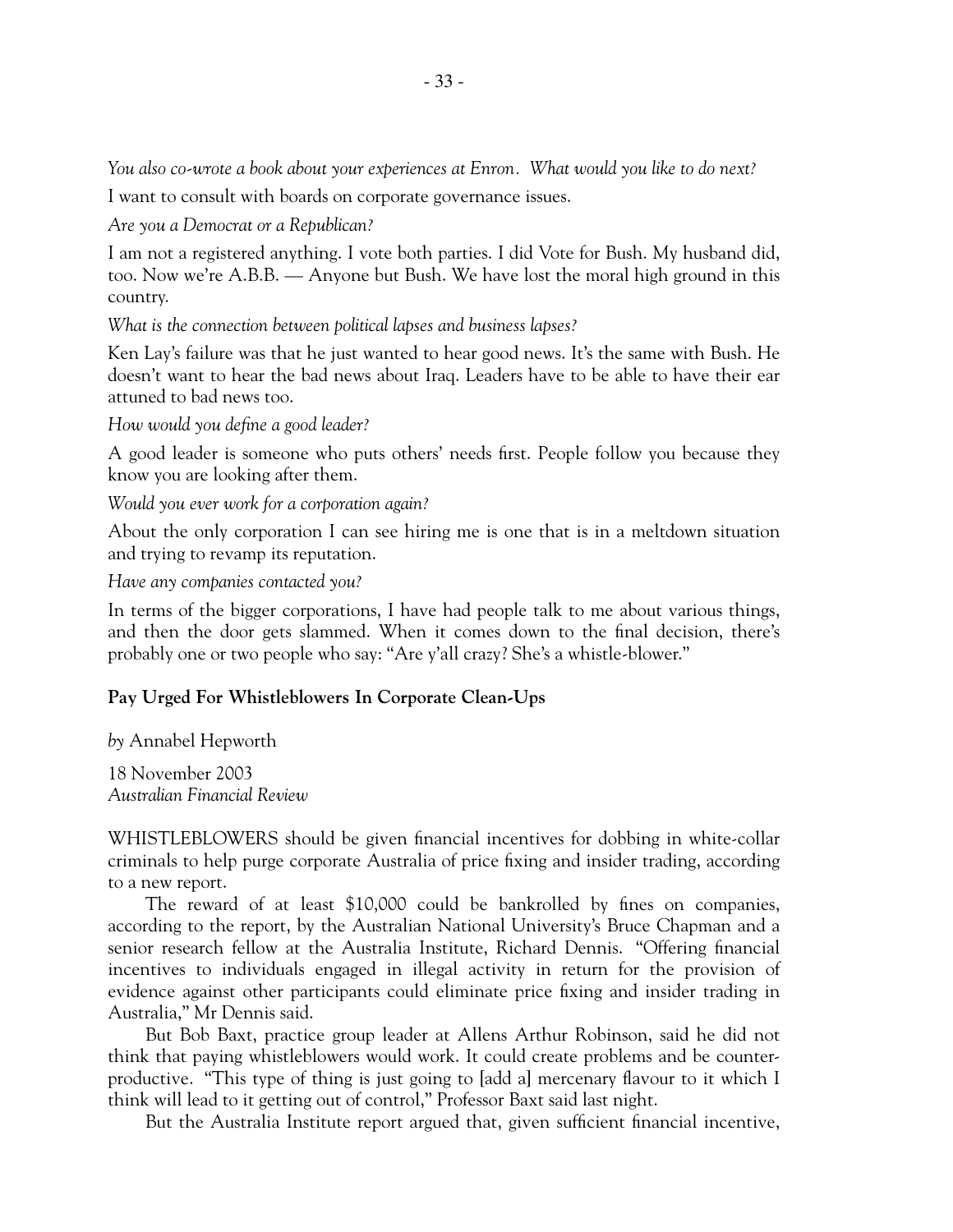*You also co-wrote a book about your experiences at Enron. What would you like to do next?*

I want to consult with boards on corporate governance issues.

*Are you a Democrat or a Republican?*

I am not a registered anything. I vote both parties. I did Vote for Bush. My husband did, too. Now we're A.B.B. — Anyone but Bush. We have lost the moral high ground in this country.

*What is the connection between political lapses and business lapses?*

Ken Lay's failure was that he just wanted to hear good news. It's the same with Bush. He doesn't want to hear the bad news about Iraq. Leaders have to be able to have their ear attuned to bad news too.

*How would you define a good leader?*

A good leader is someone who puts others' needs first. People follow you because they know you are looking after them.

*Would you ever work for a corporation again?*

About the only corporation I can see hiring me is one that is in a meltdown situation and trying to revamp its reputation.

*Have any companies contacted you?*

In terms of the bigger corporations, I have had people talk to me about various things, and then the door gets slammed. When it comes down to the final decision, there's probably one or two people who say: "Are y'all crazy? She's a whistle-blower."

## Pay Urged For Whistleblowers In Corporate Clean-Ups

*by* Annabel Hepworth

18 November 2003
*Australian Financial Review*

WHISTLEBLOWERS should be given financial incentives for dobbing in white-collar criminals to help purge corporate Australia of price fixing and insider trading, according to a new report.

The reward of at least $10,000 could be bankrolled by fines on companies, according to the report, by the Australian National University's Bruce Chapman and a senior research fellow at the Australia Institute, Richard Dennis. "Offering financial incentives to individuals engaged in illegal activity in return for the provision of evidence against other participants could eliminate price fixing and insider trading in Australia," Mr Dennis said.

But Bob Baxt, practice group leader at Allens Arthur Robinson, said he did not think that paying whistleblowers would work. It could create problems and be counter-productive. "This type of thing is just going to [add a] mercenary flavour to it which I think will lead to it getting out of control," Professor Baxt said last night.

But the Australia Institute report argued that, given sufficient financial incentive,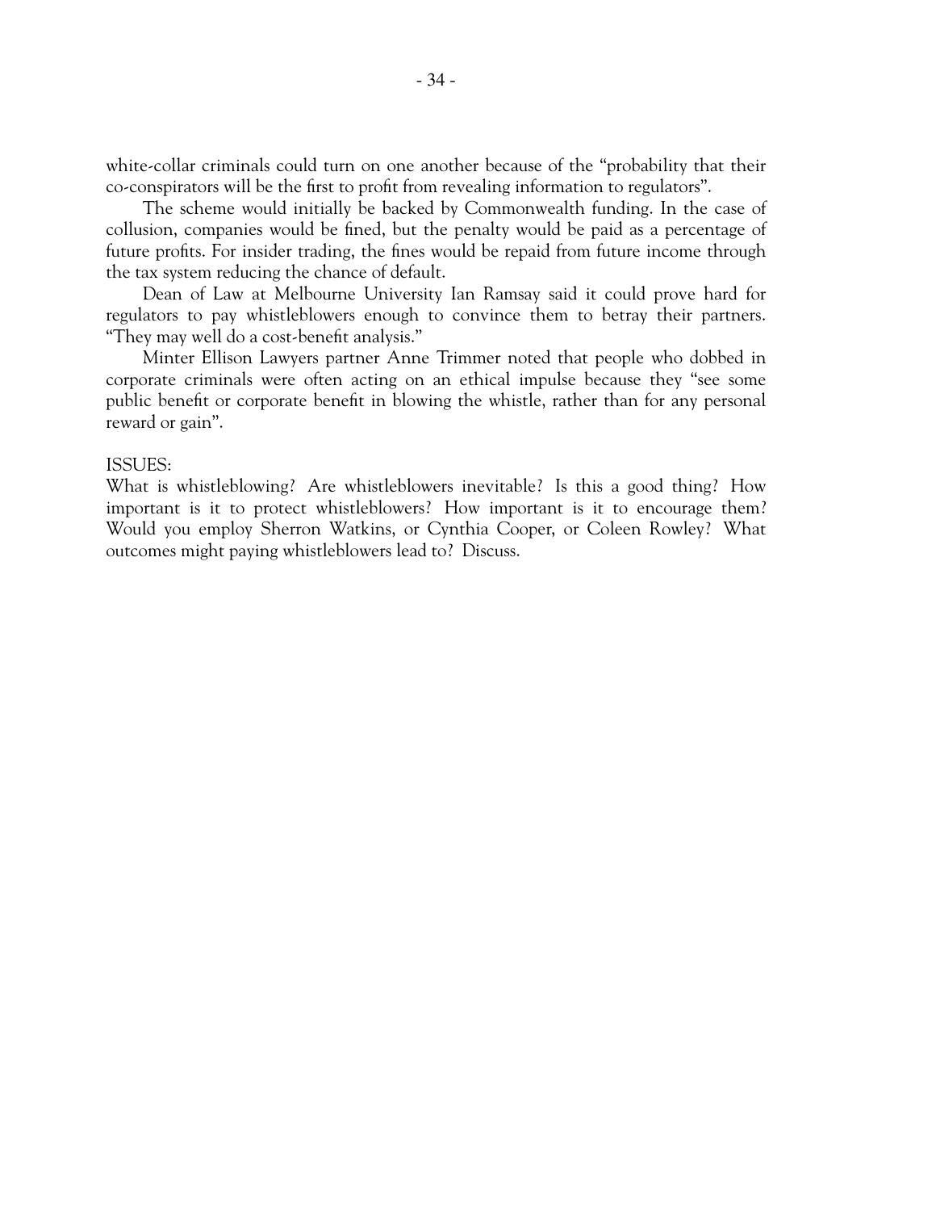white-collar criminals could turn on one another because of the "probability that their co-conspirators will be the first to profit from revealing information to regulators".

The scheme would initially be backed by Commonwealth funding. In the case of collusion, companies would be fined, but the penalty would be paid as a percentage of future profits. For insider trading, the fines would be repaid from future income through the tax system reducing the chance of default.

Dean of Law at Melbourne University Ian Ramsay said it could prove hard for regulators to pay whistleblowers enough to convince them to betray their partners. "They may well do a cost-benefit analysis."

Minter Ellison Lawyers partner Anne Trimmer noted that people who dobbed in corporate criminals were often acting on an ethical impulse because they "see some public benefit or corporate benefit in blowing the whistle, rather than for any personal reward or gain".

ISSUES:

What is whistleblowing? Are whistleblowers inevitable? Is this a good thing? How important is it to protect whistleblowers? How important is it to encourage them? Would you employ Sherron Watkins, or Cynthia Cooper, or Coleen Rowley? What outcomes might paying whistleblowers lead to? Discuss.